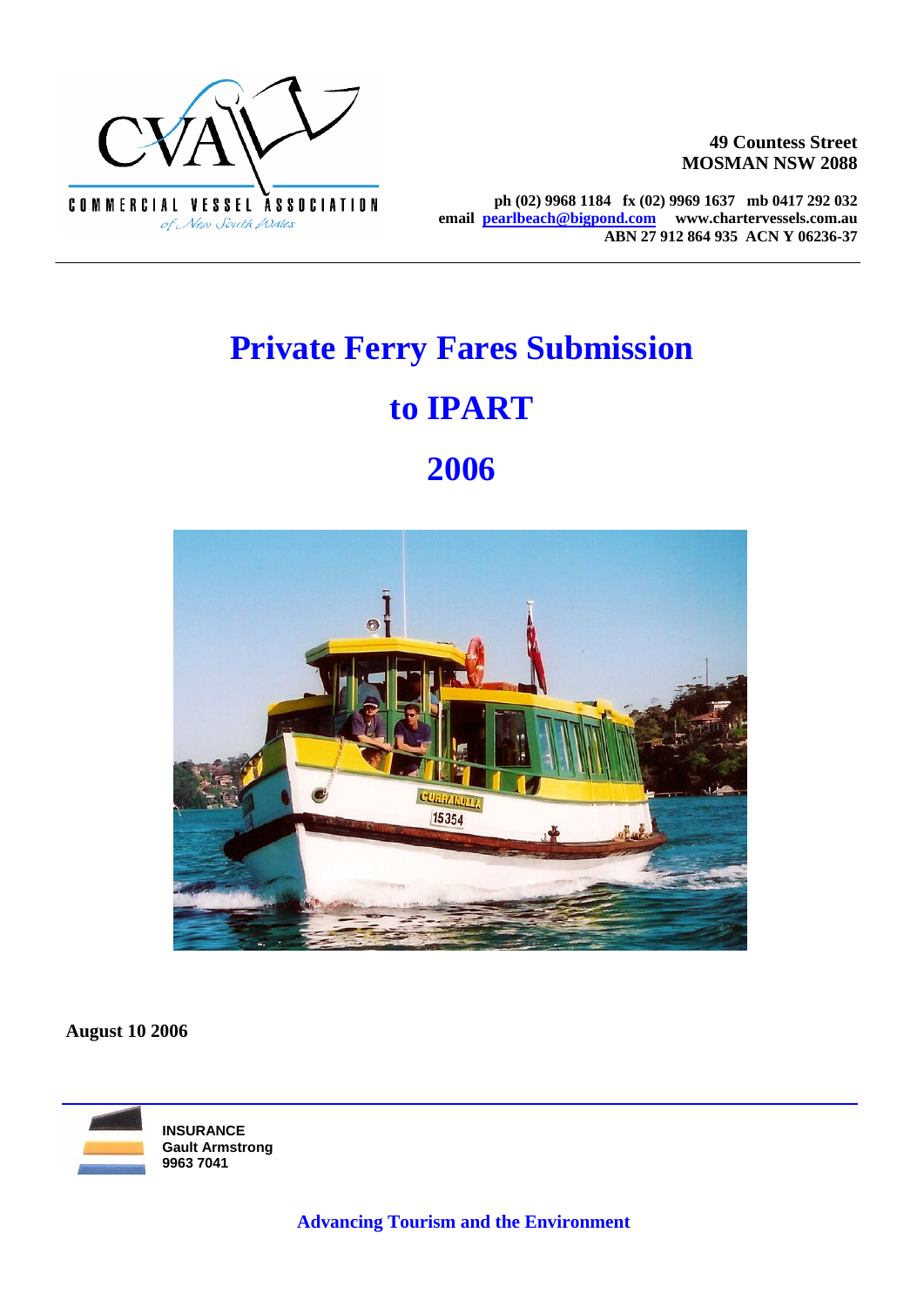COMMERCIAL VESSEL ASSOCIATION
of New South Wales

**49 Countess Street**
**MOSMAN NSW 2088**

**ph (02) 9968 1184 fx (02) 9969 1637 mb 0417 292 032**
**email pearlbeach@bigpond.com www.chartervessels.com.au**
**ABN 27 912 864 935 ACN Y 06236-37**

# Private Ferry Fares Submission

# to IPART

# 2006

**August 10 2006**

**INSURANCE**
**Gault Armstrong**
**9963 7041**

**Advancing Tourism and the Environment**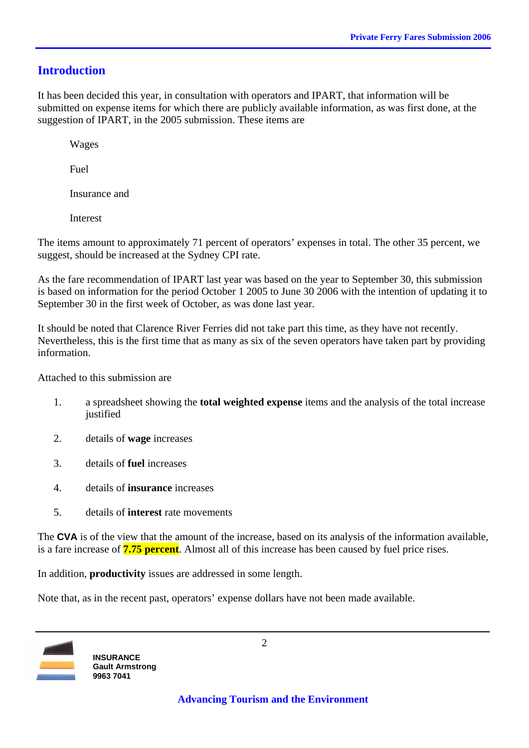## Introduction

It has been decided this year, in consultation with operators and IPART, that information will be submitted on expense items for which there are publicly available information, as was first done, at the suggestion of IPART, in the 2005 submission. These items are

Wages

Fuel

Insurance and

Interest

The items amount to approximately 71 percent of operators' expenses in total. The other 35 percent, we suggest, should be increased at the Sydney CPI rate.

As the fare recommendation of IPART last year was based on the year to September 30, this submission is based on information for the period October 1 2005 to June 30 2006 with the intention of updating it to September 30 in the first week of October, as was done last year.

It should be noted that Clarence River Ferries did not take part this time, as they have not recently. Nevertheless, this is the first time that as many as six of the seven operators have taken part by providing information.

Attached to this submission are

1. a spreadsheet showing the **total weighted expense** items and the analysis of the total increase justified
2. details of **wage** increases
3. details of **fuel** increases
4. details of **insurance** increases
5. details of **interest** rate movements

The **CVA** is of the view that the amount of the increase, based on its analysis of the information available, is a fare increase of **7.75 percent**. Almost all of this increase has been caused by fuel price rises.

In addition, **productivity** issues are addressed in some length.

Note that, as in the recent past, operators' expense dollars have not been made available.

**INSURANCE**
**Gault Armstrong**
**9963 7041**

**Advancing Tourism and the Environment**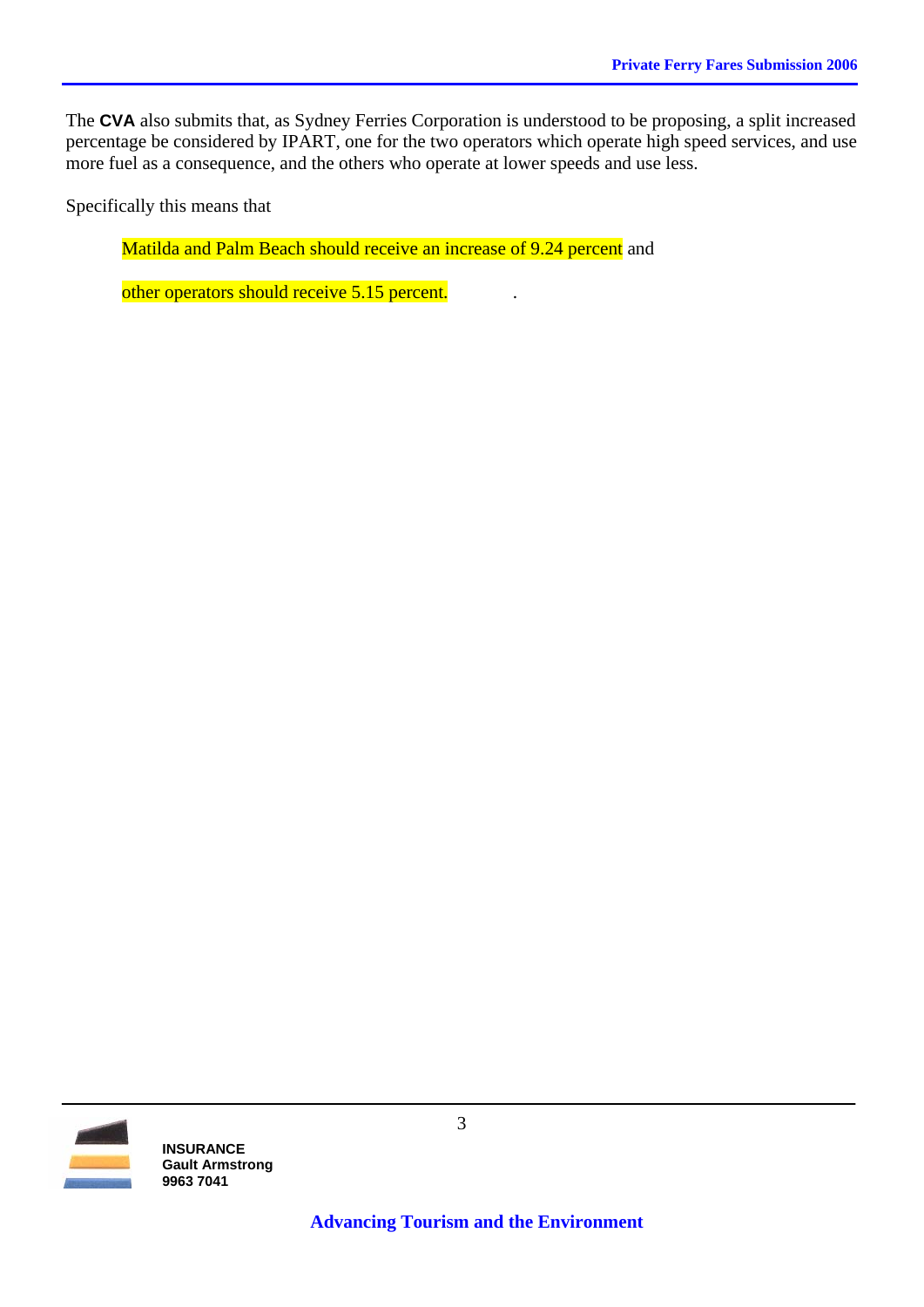The **CVA** also submits that, as Sydney Ferries Corporation is understood to be proposing, a split increased percentage be considered by IPART, one for the two operators which operate high speed services, and use more fuel as a consequence, and the others who operate at lower speeds and use less.

Specifically this means that

> Matilda and Palm Beach should receive an increase of 9.24 percent and
>
> other operators should receive 5.15 percent.

**INSURANCE**
**Gault Armstrong**
**9963 7041**

**Advancing Tourism and the Environment**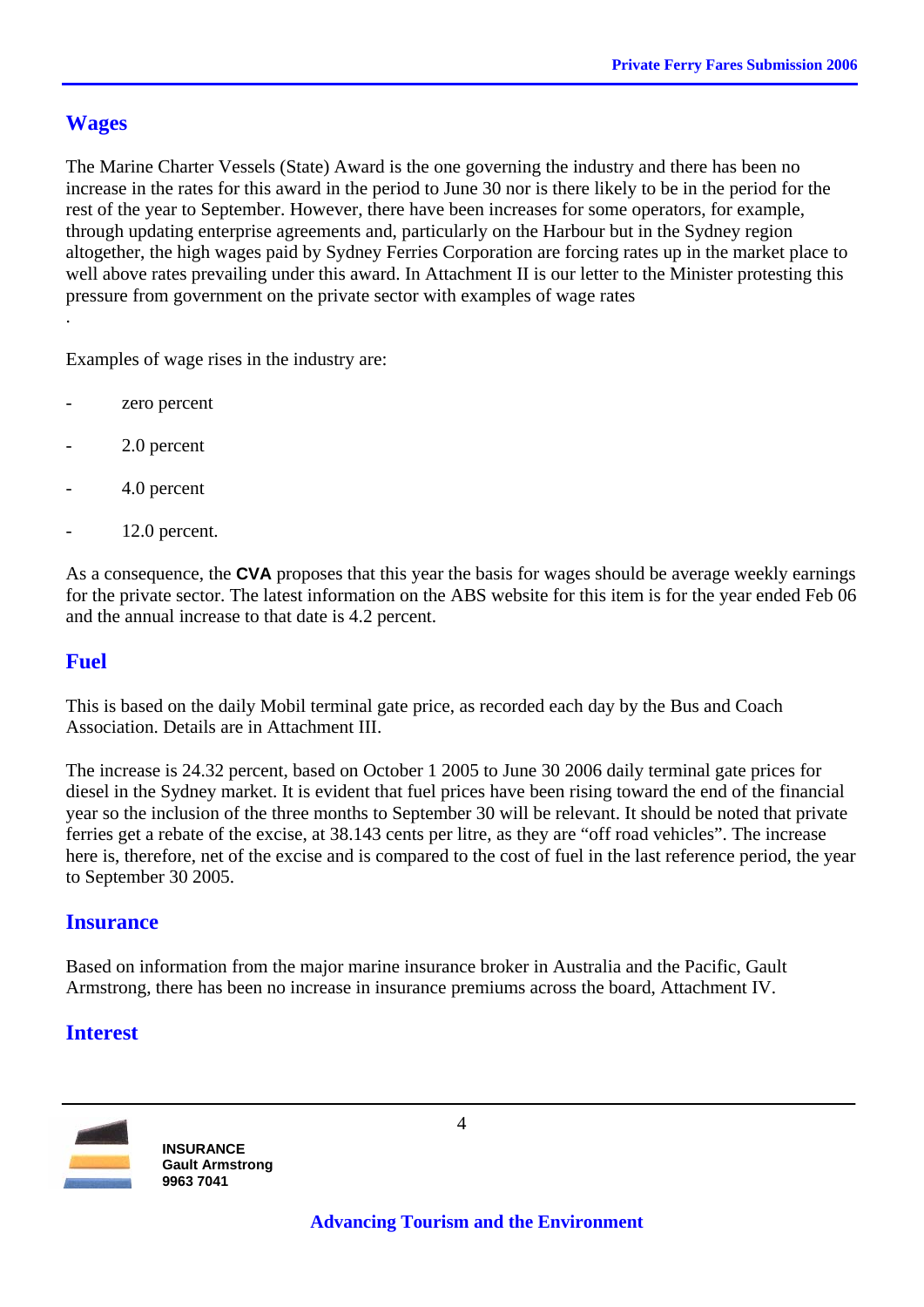## Wages

The Marine Charter Vessels (State) Award is the one governing the industry and there has been no increase in the rates for this award in the period to June 30 nor is there likely to be in the period for the rest of the year to September. However, there have been increases for some operators, for example, through updating enterprise agreements and, particularly on the Harbour but in the Sydney region altogether, the high wages paid by Sydney Ferries Corporation are forcing rates up in the market place to well above rates prevailing under this award. In Attachment II is our letter to the Minister protesting this pressure from government on the private sector with examples of wage rates

.

Examples of wage rises in the industry are:

- zero percent
- 2.0 percent
- 4.0 percent
- 12.0 percent.

As a consequence, the **CVA** proposes that this year the basis for wages should be average weekly earnings for the private sector. The latest information on the ABS website for this item is for the year ended Feb 06 and the annual increase to that date is 4.2 percent.

## Fuel

This is based on the daily Mobil terminal gate price, as recorded each day by the Bus and Coach Association. Details are in Attachment III.

The increase is 24.32 percent, based on October 1 2005 to June 30 2006 daily terminal gate prices for diesel in the Sydney market. It is evident that fuel prices have been rising toward the end of the financial year so the inclusion of the three months to September 30 will be relevant. It should be noted that private ferries get a rebate of the excise, at 38.143 cents per litre, as they are "off road vehicles". The increase here is, therefore, net of the excise and is compared to the cost of fuel in the last reference period, the year to September 30 2005.

## Insurance

Based on information from the major marine insurance broker in Australia and the Pacific, Gault Armstrong, there has been no increase in insurance premiums across the board, Attachment IV.

## Interest

**INSURANCE**
**Gault Armstrong**
**9963 7041**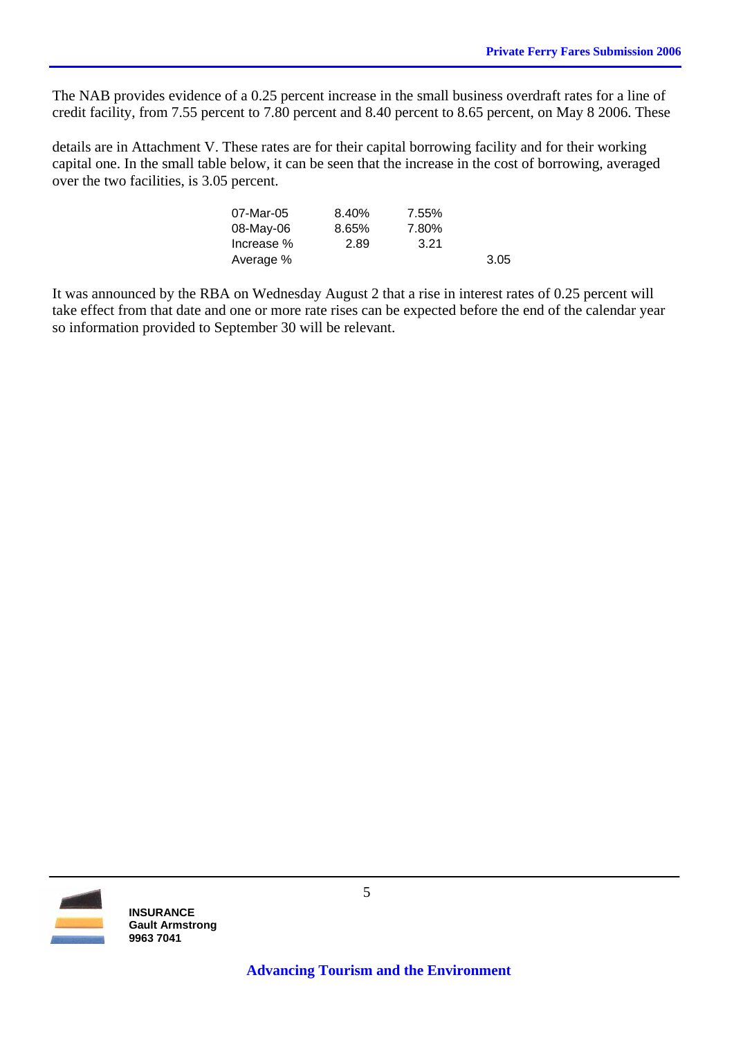The NAB provides evidence of a 0.25 percent increase in the small business overdraft rates for a line of credit facility, from 7.55 percent to 7.80 percent and 8.40 percent to 8.65 percent, on May 8 2006. These

details are in Attachment V. These rates are for their capital borrowing facility and for their working capital one. In the small table below, it can be seen that the increase in the cost of borrowing, averaged over the two facilities, is 3.05 percent.

| | | | |
|---|---|---|---|
| 07-Mar-05 | 8.40% | 7.55% | |
| 08-May-06 | 8.65% | 7.80% | |
| Increase % | 2.89 | 3.21 | |
| Average % | | | 3.05 |

It was announced by the RBA on Wednesday August 2 that a rise in interest rates of 0.25 percent will take effect from that date and one or more rate rises can be expected before the end of the calendar year so information provided to September 30 will be relevant.

**INSURANCE**
**Gault Armstrong**
**9963 7041**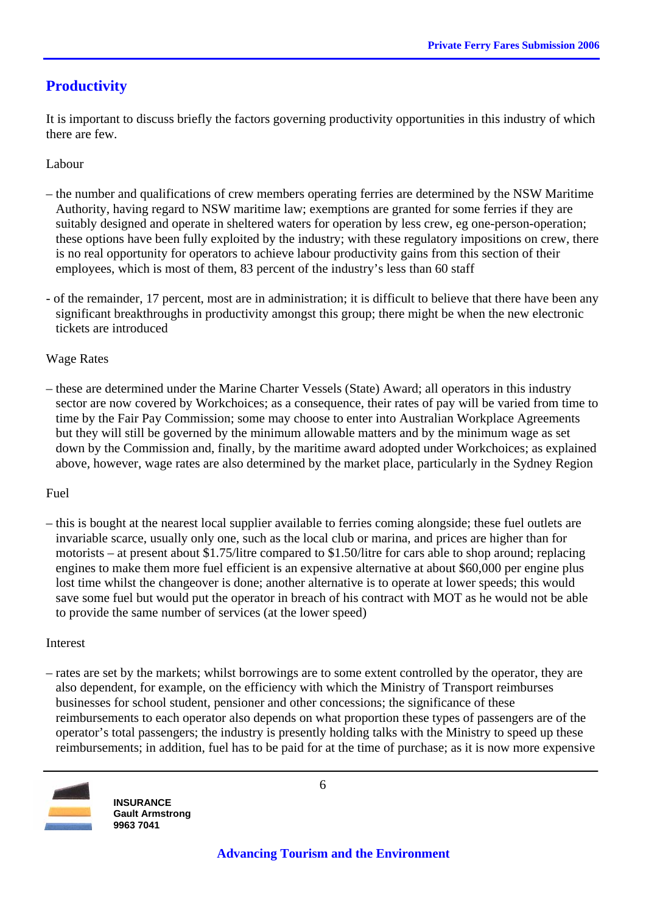## Productivity

It is important to discuss briefly the factors governing productivity opportunities in this industry of which there are few.

Labour

– the number and qualifications of crew members operating ferries are determined by the NSW Maritime Authority, having regard to NSW maritime law; exemptions are granted for some ferries if they are suitably designed and operate in sheltered waters for operation by less crew, eg one-person-operation; these options have been fully exploited by the industry; with these regulatory impositions on crew, there is no real opportunity for operators to achieve labour productivity gains from this section of their employees, which is most of them, 83 percent of the industry's less than 60 staff

- of the remainder, 17 percent, most are in administration; it is difficult to believe that there have been any significant breakthroughs in productivity amongst this group; there might be when the new electronic tickets are introduced

Wage Rates

– these are determined under the Marine Charter Vessels (State) Award; all operators in this industry sector are now covered by Workchoices; as a consequence, their rates of pay will be varied from time to time by the Fair Pay Commission; some may choose to enter into Australian Workplace Agreements but they will still be governed by the minimum allowable matters and by the minimum wage as set down by the Commission and, finally, by the maritime award adopted under Workchoices; as explained above, however, wage rates are also determined by the market place, particularly in the Sydney Region

Fuel

– this is bought at the nearest local supplier available to ferries coming alongside; these fuel outlets are invariable scarce, usually only one, such as the local club or marina, and prices are higher than for motorists – at present about $1.75/litre compared to $1.50/litre for cars able to shop around; replacing engines to make them more fuel efficient is an expensive alternative at about $60,000 per engine plus lost time whilst the changeover is done; another alternative is to operate at lower speeds; this would save some fuel but would put the operator in breach of his contract with MOT as he would not be able to provide the same number of services (at the lower speed)

Interest

– rates are set by the markets; whilst borrowings are to some extent controlled by the operator, they are also dependent, for example, on the efficiency with which the Ministry of Transport reimburses businesses for school student, pensioner and other concessions; the significance of these reimbursements to each operator also depends on what proportion these types of passengers are of the operator's total passengers; the industry is presently holding talks with the Ministry to speed up these reimbursements; in addition, fuel has to be paid for at the time of purchase; as it is now more expensive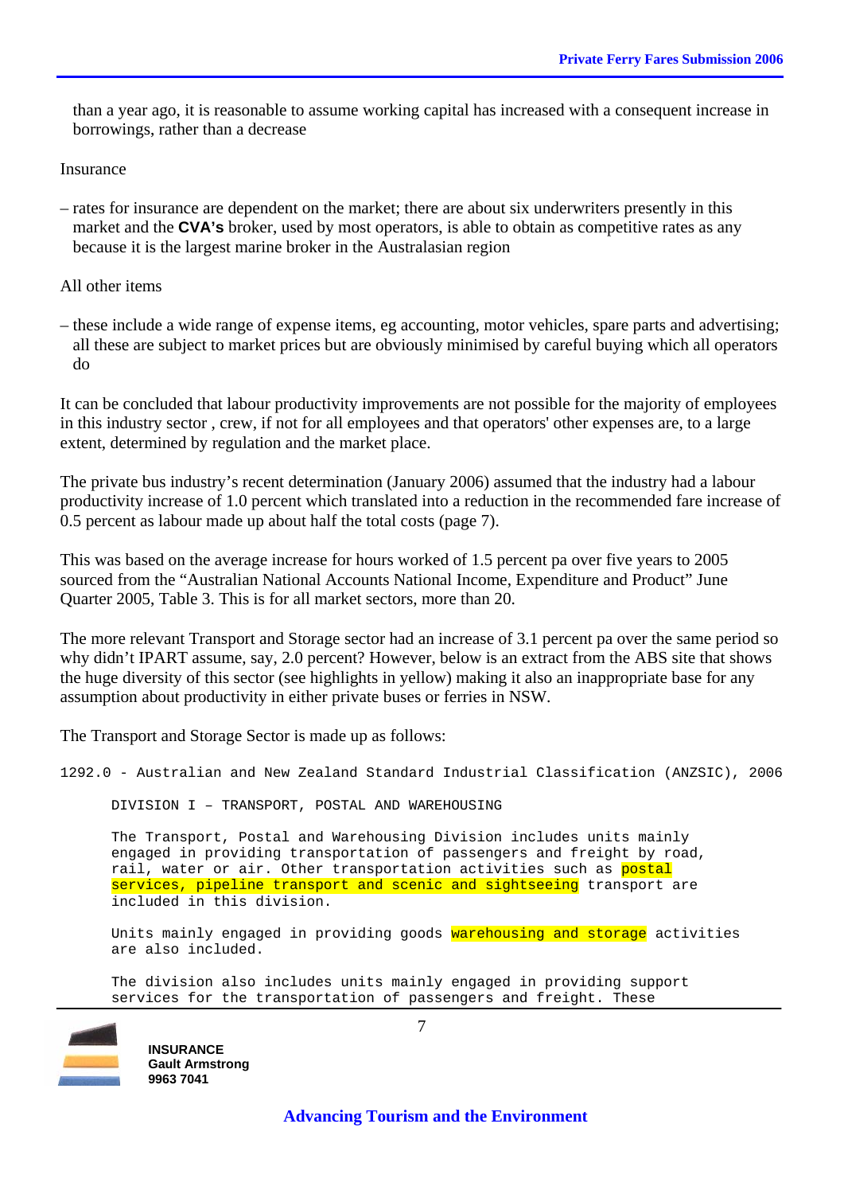than a year ago, it is reasonable to assume working capital has increased with a consequent increase in borrowings, rather than a decrease

Insurance

– rates for insurance are dependent on the market; there are about six underwriters presently in this market and the **CVA's** broker, used by most operators, is able to obtain as competitive rates as any because it is the largest marine broker in the Australasian region

All other items

– these include a wide range of expense items, eg accounting, motor vehicles, spare parts and advertising; all these are subject to market prices but are obviously minimised by careful buying which all operators do

It can be concluded that labour productivity improvements are not possible for the majority of employees in this industry sector , crew, if not for all employees and that operators' other expenses are, to a large extent, determined by regulation and the market place.

The private bus industry's recent determination (January 2006) assumed that the industry had a labour productivity increase of 1.0 percent which translated into a reduction in the recommended fare increase of 0.5 percent as labour made up about half the total costs (page 7).

This was based on the average increase for hours worked of 1.5 percent pa over five years to 2005 sourced from the "Australian National Accounts National Income, Expenditure and Product" June Quarter 2005, Table 3. This is for all market sectors, more than 20.

The more relevant Transport and Storage sector had an increase of 3.1 percent pa over the same period so why didn't IPART assume, say, 2.0 percent? However, below is an extract from the ABS site that shows the huge diversity of this sector (see highlights in yellow) making it also an inappropriate base for any assumption about productivity in either private buses or ferries in NSW.

The Transport and Storage Sector is made up as follows:

```
1292.0 - Australian and New Zealand Standard Industrial Classification (ANZSIC), 2006

      DIVISION I – TRANSPORT, POSTAL AND WAREHOUSING

      The Transport, Postal and Warehousing Division includes units mainly
      engaged in providing transportation of passengers and freight by road,
      rail, water or air. Other transportation activities such as postal
      services, pipeline transport and scenic and sightseeing transport are
      included in this division.

      Units mainly engaged in providing goods warehousing and storage activities
      are also included.

      The division also includes units mainly engaged in providing support
      services for the transportation of passengers and freight. These
```

**INSURANCE**
**Gault Armstrong**
**9963 7041**

**Advancing Tourism and the Environment**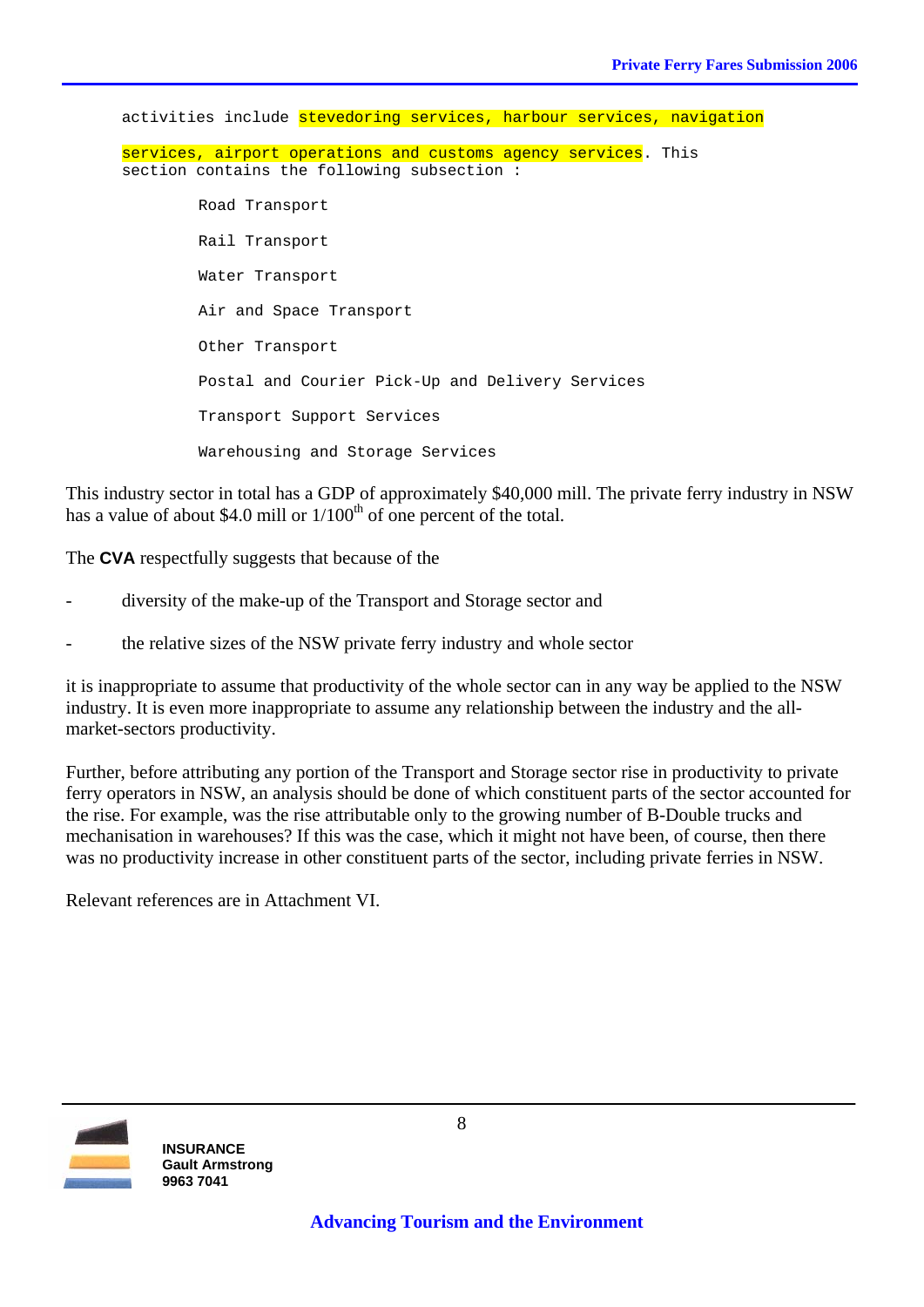activities include stevedoring services, harbour services, navigation services, airport operations and customs agency services. This section contains the following subsection :

- Road Transport
- Rail Transport
- Water Transport
- Air and Space Transport
- Other Transport
- Postal and Courier Pick-Up and Delivery Services
- Transport Support Services
- Warehousing and Storage Services

This industry sector in total has a GDP of approximately $40,000 mill. The private ferry industry in NSW has a value of about $4.0 mill or 1/100th of one percent of the total.

The **CVA** respectfully suggests that because of the

- diversity of the make-up of the Transport and Storage sector and
- the relative sizes of the NSW private ferry industry and whole sector

it is inappropriate to assume that productivity of the whole sector can in any way be applied to the NSW industry. It is even more inappropriate to assume any relationship between the industry and the all-market-sectors productivity.

Further, before attributing any portion of the Transport and Storage sector rise in productivity to private ferry operators in NSW, an analysis should be done of which constituent parts of the sector accounted for the rise. For example, was the rise attributable only to the growing number of B-Double trucks and mechanisation in warehouses? If this was the case, which it might not have been, of course, then there was no productivity increase in other constituent parts of the sector, including private ferries in NSW.

Relevant references are in Attachment VI.

**INSURANCE**
**Gault Armstrong**
**9963 7041**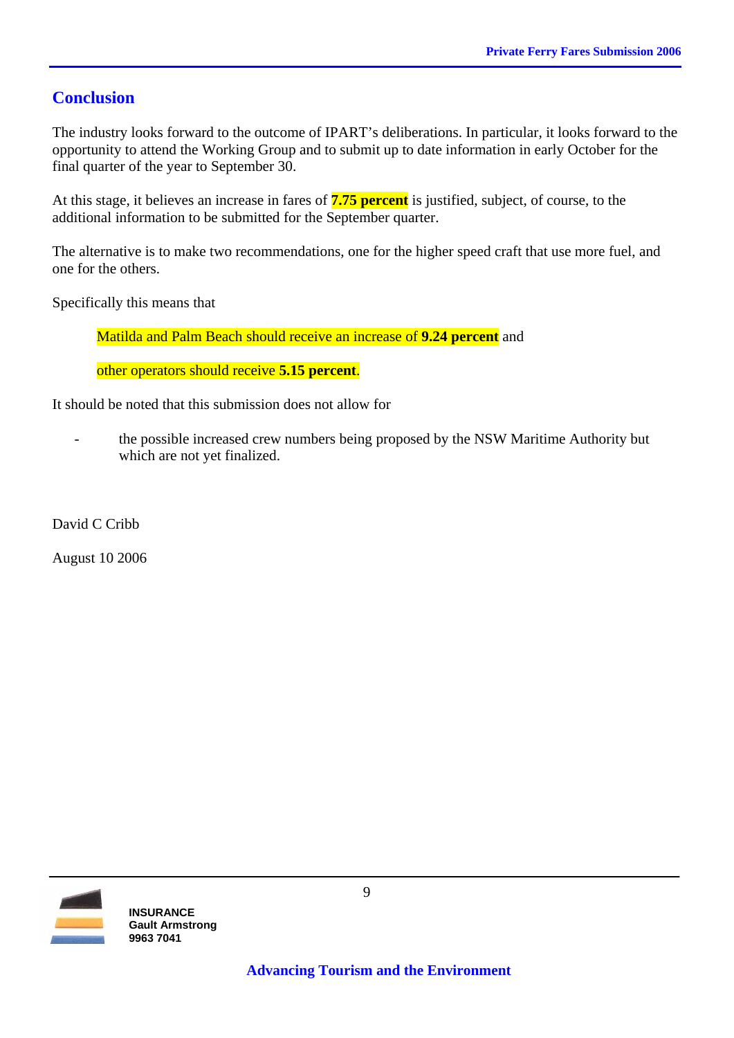## Conclusion

The industry looks forward to the outcome of IPART's deliberations. In particular, it looks forward to the opportunity to attend the Working Group and to submit up to date information in early October for the final quarter of the year to September 30.

At this stage, it believes an increase in fares of **7.75 percent** is justified, subject, of course, to the additional information to be submitted for the September quarter.

The alternative is to make two recommendations, one for the higher speed craft that use more fuel, and one for the others.

Specifically this means that

> Matilda and Palm Beach should receive an increase of **9.24 percent** and
>
> other operators should receive **5.15 percent**.

It should be noted that this submission does not allow for

- the possible increased crew numbers being proposed by the NSW Maritime Authority but which are not yet finalized.

David C Cribb

August 10 2006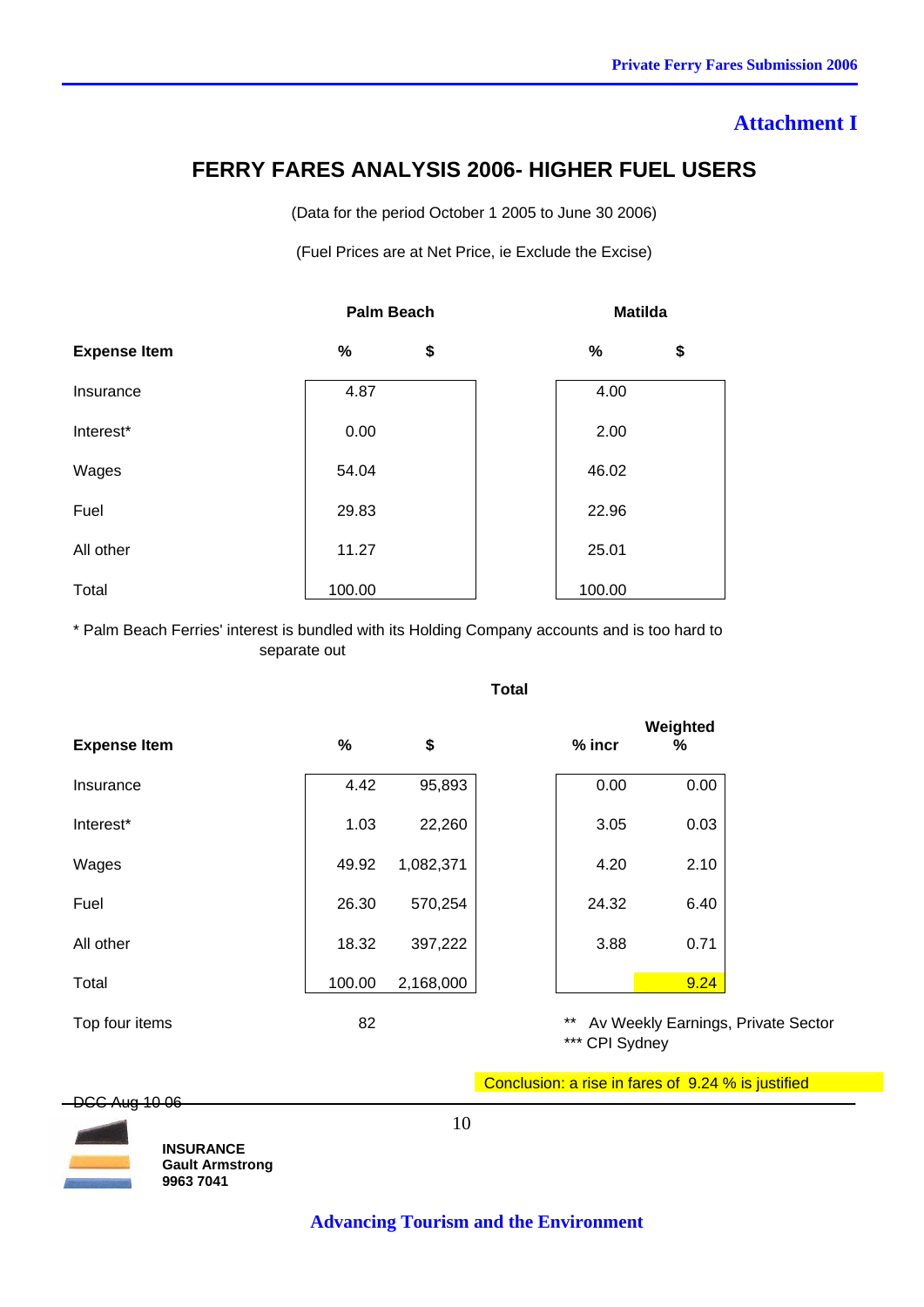## Attachment I

# FERRY FARES ANALYSIS 2006- HIGHER FUEL USERS

(Data for the period October 1 2005 to June 30 2006)

(Fuel Prices are at Net Price, ie Exclude the Excise)

| | Palm Beach | | Matilda | |
|---|---|---|---|---|
| **Expense Item** | **%** | **$** | **%** | **$** |
| Insurance | 4.87 | | 4.00 | |
| Interest* | 0.00 | | 2.00 | |
| Wages | 54.04 | | 46.02 | |
| Fuel | 29.83 | | 22.96 | |
| All other | 11.27 | | 25.01 | |
| Total | 100.00 | | 100.00 | |

\* Palm Beach Ferries' interest is bundled with its Holding Company accounts and is too hard to separate out

| | Total | | | |
|---|---|---|---|---|
| **Expense Item** | **%** | **$** | **% incr** | **Weighted %** |
| Insurance | 4.42 | 95,893 | 0.00 | 0.00 |
| Interest* | 1.03 | 22,260 | 3.05 | 0.03 |
| Wages | 49.92 | 1,082,371 | 4.20 | 2.10 |
| Fuel | 26.30 | 570,254 | 24.32 | 6.40 |
| All other | 18.32 | 397,222 | 3.88 | 0.71 |
| Total | 100.00 | 2,168,000 | | 9.24 |
| Top four items | 82 | | | |

\*\* Av Weekly Earnings, Private Sector
\*\*\* CPI Sydney

Conclusion: a rise in fares of 9.24 % is justified

~~DCC Aug 10 06~~

**INSURANCE**
**Gault Armstrong**
**9963 7041**

**Advancing Tourism and the Environment**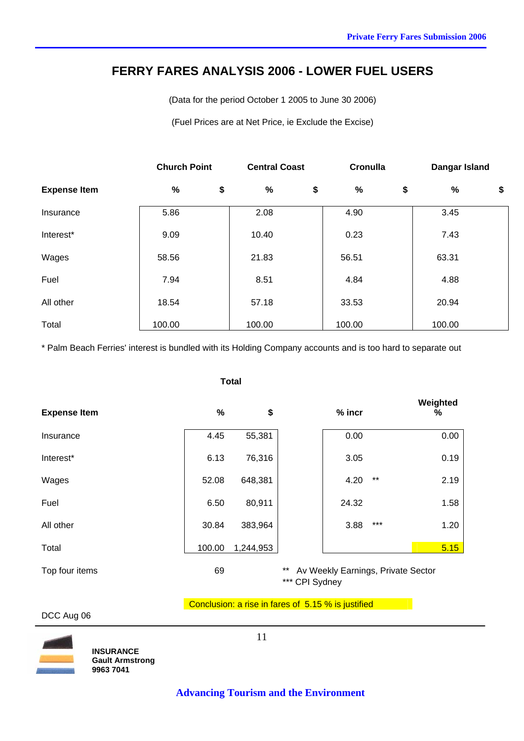# FERRY FARES ANALYSIS 2006 - LOWER FUEL USERS

(Data for the period October 1 2005 to June 30 2006)

(Fuel Prices are at Net Price, ie Exclude the Excise)

| | Church Point | | Central Coast | | Cronulla | | Dangar Island | |
|---|---|---|---|---|---|---|---|---|
| **Expense Item** | **%** | **$** | **%** | **$** | **%** | **$** | **%** | **$** |
| Insurance | 5.86 | | 2.08 | | 4.90 | | 3.45 | |
| Interest* | 9.09 | | 10.40 | | 0.23 | | 7.43 | |
| Wages | 58.56 | | 21.83 | | 56.51 | | 63.31 | |
| Fuel | 7.94 | | 8.51 | | 4.84 | | 4.88 | |
| All other | 18.54 | | 57.18 | | 33.53 | | 20.94 | |
| Total | 100.00 | | 100.00 | | 100.00 | | 100.00 | |

* Palm Beach Ferries' interest is bundled with its Holding Company accounts and is too hard to separate out

| | Total | | | | |
|---|---|---|---|---|---|
| **Expense Item** | **%** | **$** | **% incr** | | **Weighted %** |
| Insurance | 4.45 | 55,381 | 0.00 | | 0.00 |
| Interest* | 6.13 | 76,316 | 3.05 | | 0.19 |
| Wages | 52.08 | 648,381 | 4.20 | ** | 2.19 |
| Fuel | 6.50 | 80,911 | 24.32 | | 1.58 |
| All other | 30.84 | 383,964 | 3.88 | *** | 1.20 |
| Total | 100.00 | 1,244,953 | | | 5.15 |
| Top four items | 69 | | | | |

** Av Weekly Earnings, Private Sector
*** CPI Sydney

Conclusion: a rise in fares of 5.15 % is justified

DCC Aug 06

**INSURANCE**
**Gault Armstrong**
**9963 7041**

**Advancing Tourism and the Environment**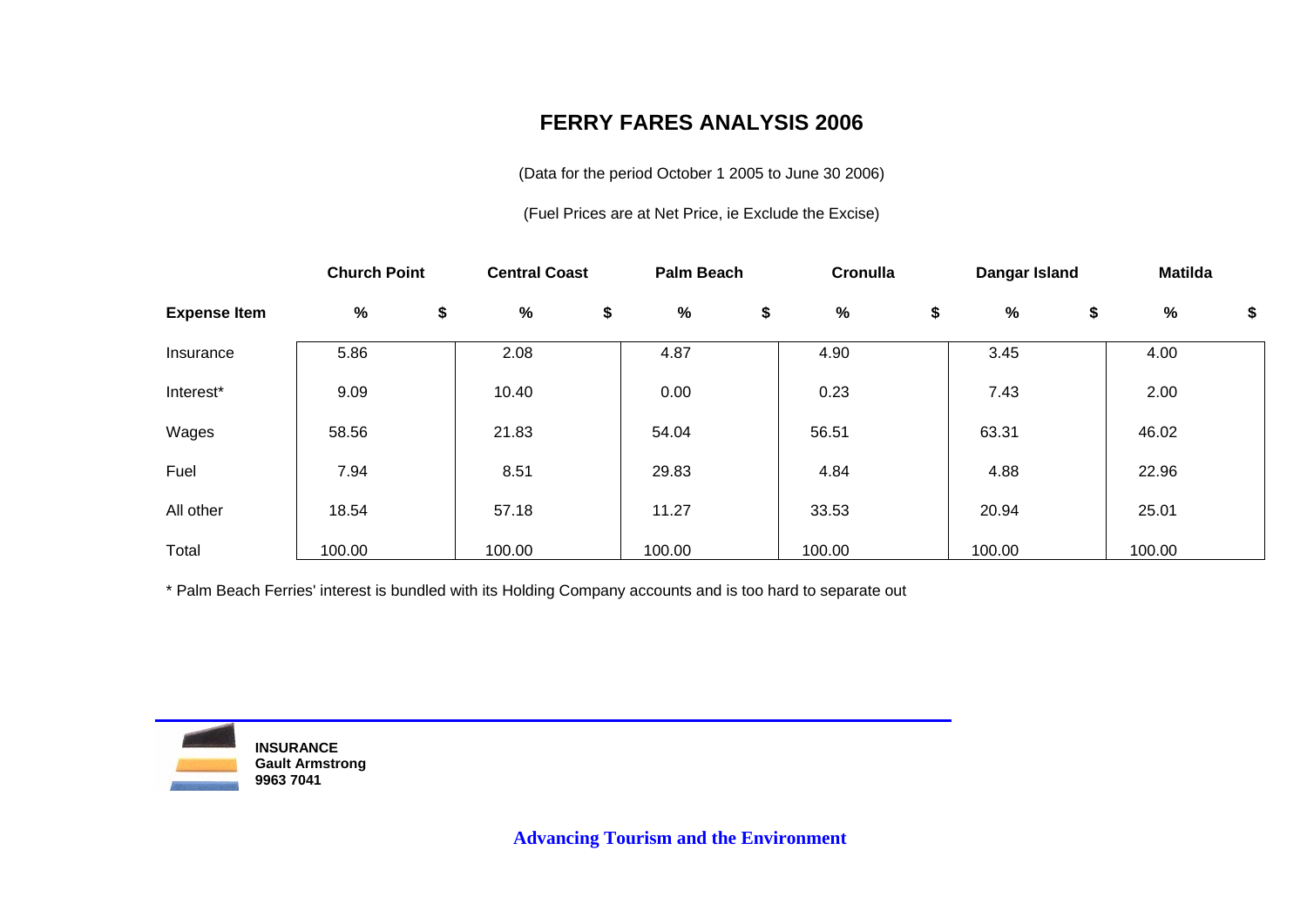# FERRY FARES ANALYSIS 2006

(Data for the period October 1 2005 to June 30 2006)

(Fuel Prices are at Net Price, ie Exclude the Excise)

| | Church Point | | Central Coast | | Palm Beach | | Cronulla | | Dangar Island | | Matilda | |
|---|---|---|---|---|---|---|---|---|---|---|---|---|
| **Expense Item** | **%** | **$** | **%** | **$** | **%** | **$** | **%** | **$** | **%** | **$** | **%** | **$** |
| Insurance | 5.86 | | 2.08 | | 4.87 | | 4.90 | | 3.45 | | 4.00 | |
| Interest* | 9.09 | | 10.40 | | 0.00 | | 0.23 | | 7.43 | | 2.00 | |
| Wages | 58.56 | | 21.83 | | 54.04 | | 56.51 | | 63.31 | | 46.02 | |
| Fuel | 7.94 | | 8.51 | | 29.83 | | 4.84 | | 4.88 | | 22.96 | |
| All other | 18.54 | | 57.18 | | 11.27 | | 33.53 | | 20.94 | | 25.01 | |
| Total | 100.00 | | 100.00 | | 100.00 | | 100.00 | | 100.00 | | 100.00 | |

* Palm Beach Ferries' interest is bundled with its Holding Company accounts and is too hard to separate out

**INSURANCE**
**Gault Armstrong**
**9963 7041**

**Advancing Tourism and the Environment**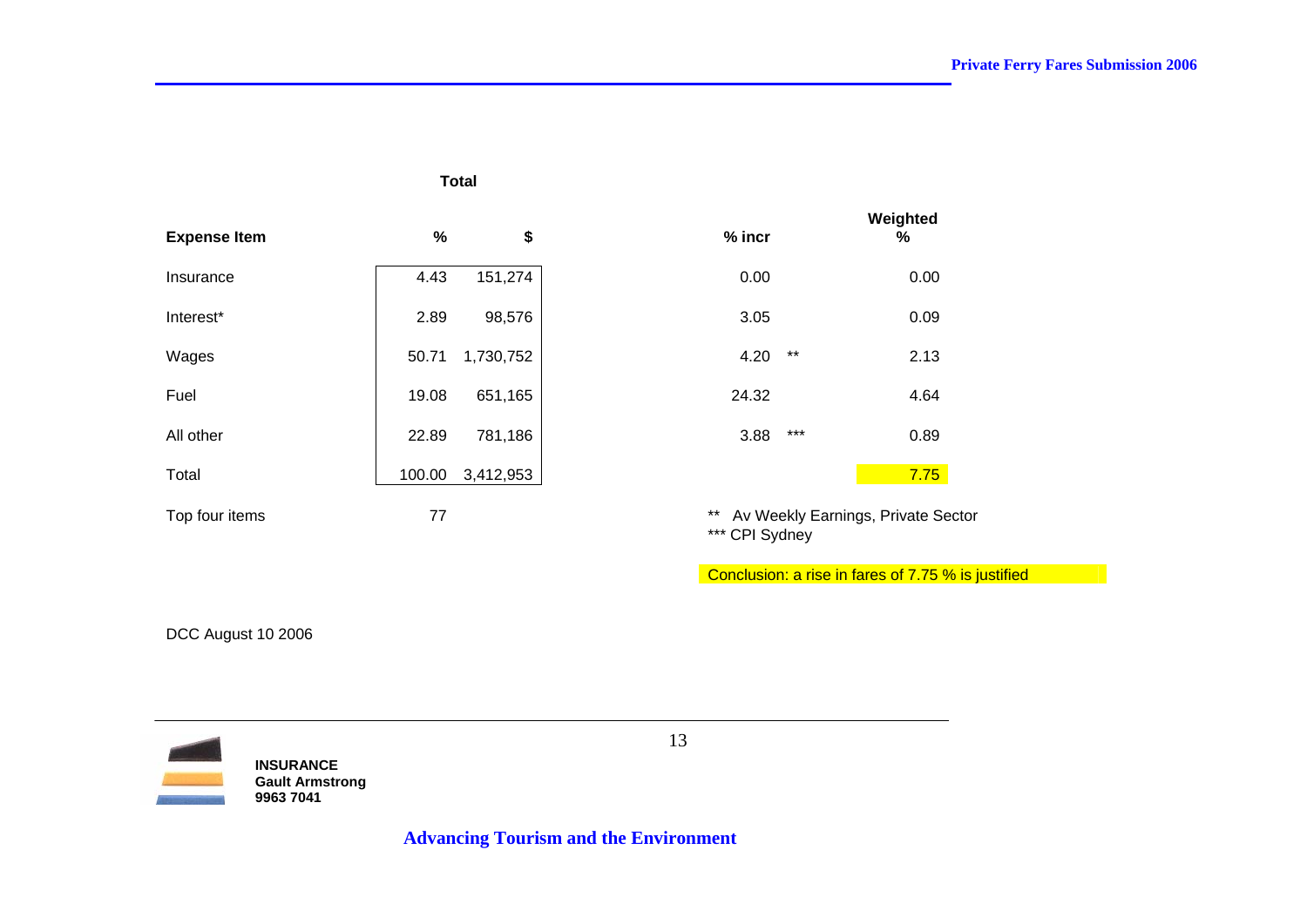| Expense Item | Total % | Total $ | % incr | | Weighted % |
|---|---|---|---|---|---|
| Insurance | 4.43 | 151,274 | 0.00 | | 0.00 |
| Interest* | 2.89 | 98,576 | 3.05 | | 0.09 |
| Wages | 50.71 | 1,730,752 | 4.20 | ** | 2.13 |
| Fuel | 19.08 | 651,165 | 24.32 | | 4.64 |
| All other | 22.89 | 781,186 | 3.88 | *** | 0.89 |
| Total | 100.00 | 3,412,953 | | | 7.75 |
| Top four items | 77 | | | | |

** Av Weekly Earnings, Private Sector
*** CPI Sydney

Conclusion: a rise in fares of 7.75 % is justified

DCC August 10 2006

**INSURANCE**
**Gault Armstrong**
**9963 7041**

**Advancing Tourism and the Environment**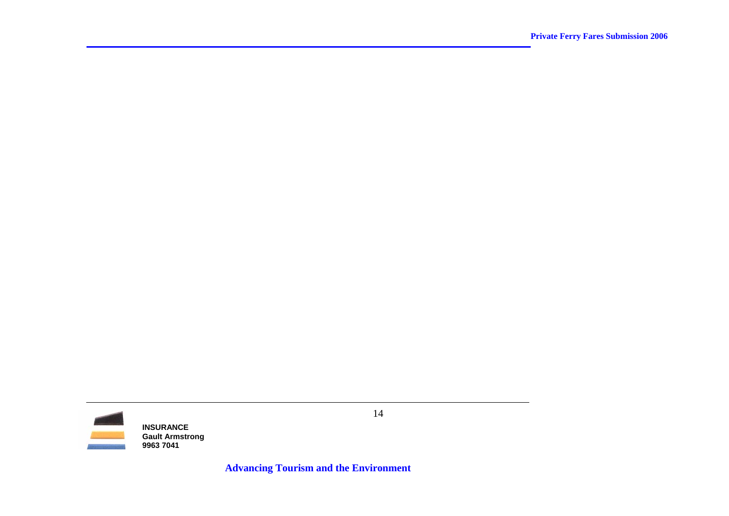**INSURANCE**
**Gault Armstrong**
**9963 7041**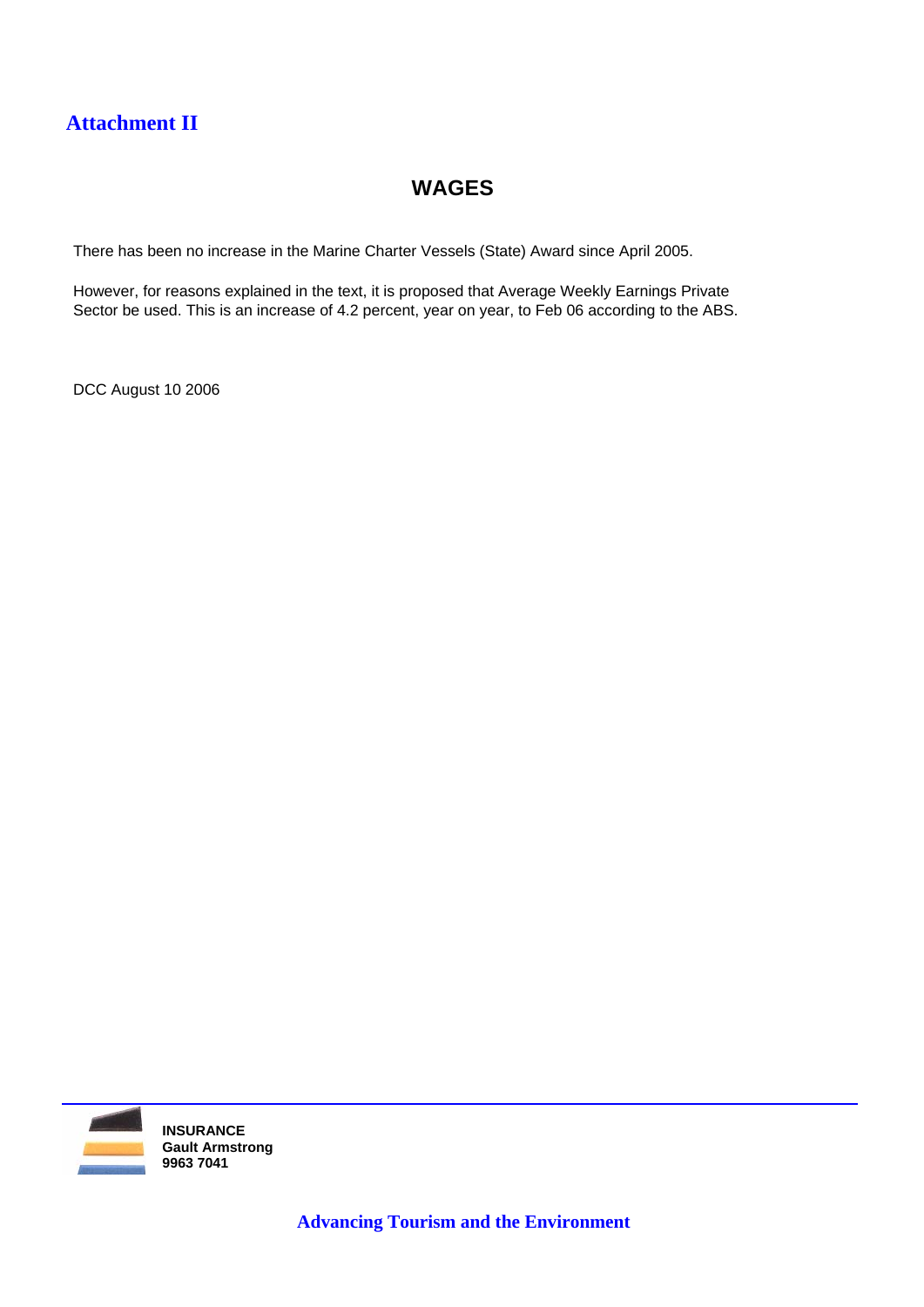## Attachment II

# WAGES

There has been no increase in the Marine Charter Vessels (State) Award since April 2005.

However, for reasons explained in the text, it is proposed that Average Weekly Earnings Private Sector be used. This is an increase of 4.2 percent, year on year, to Feb 06 according to the ABS.

DCC August 10 2006

**INSURANCE**
**Gault Armstrong**
**9963 7041**

**Advancing Tourism and the Environment**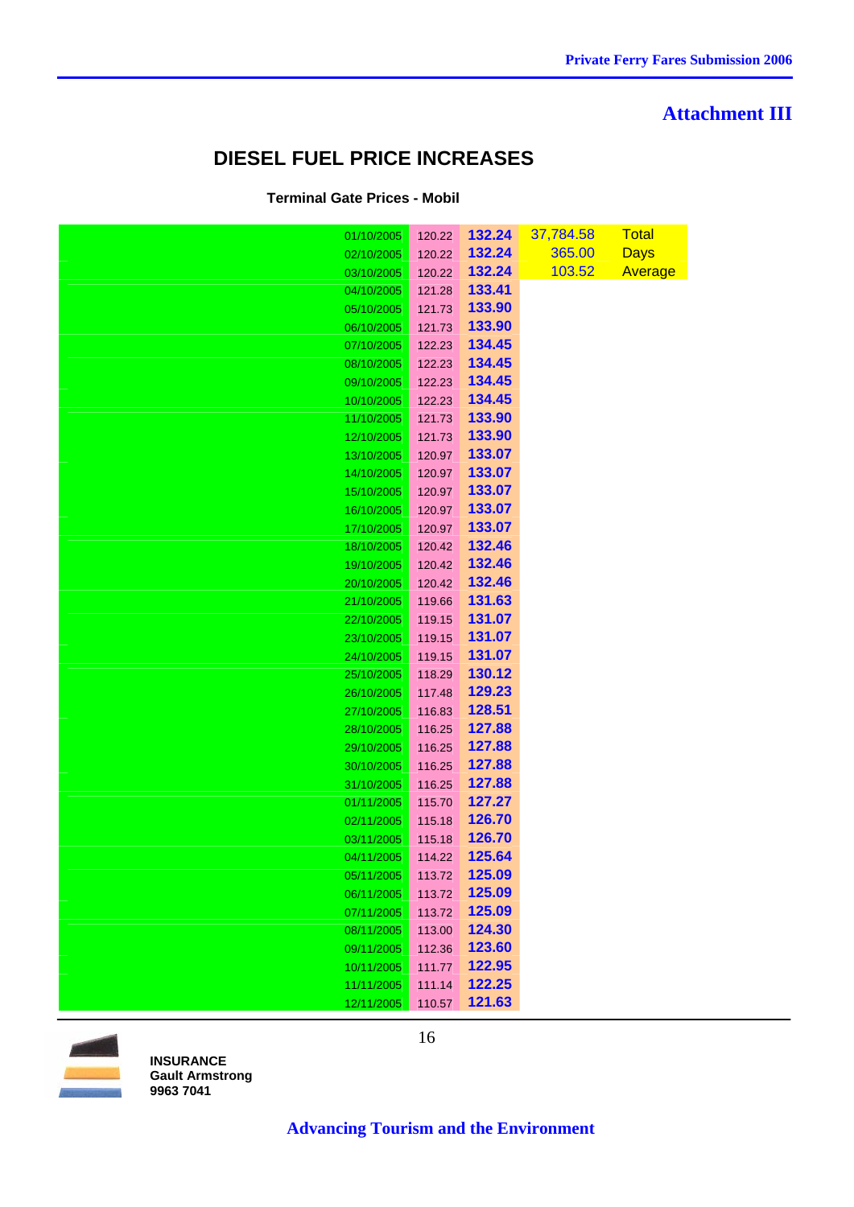## Attachment III

# DIESEL FUEL PRICE INCREASES

**Terminal Gate Prices - Mobil**

| Date | Price | Price incl. | | |
|---|---|---|---|---|
| 01/10/2005 | 120.22 | **132.24** | 37,784.58 | Total |
| 02/10/2005 | 120.22 | **132.24** | 365.00 | Days |
| 03/10/2005 | 120.22 | **132.24** | 103.52 | Average |
| 04/10/2005 | 121.28 | **133.41** | | |
| 05/10/2005 | 121.73 | **133.90** | | |
| 06/10/2005 | 121.73 | **133.90** | | |
| 07/10/2005 | 122.23 | **134.45** | | |
| 08/10/2005 | 122.23 | **134.45** | | |
| 09/10/2005 | 122.23 | **134.45** | | |
| 10/10/2005 | 122.23 | **134.45** | | |
| 11/10/2005 | 121.73 | **133.90** | | |
| 12/10/2005 | 121.73 | **133.90** | | |
| 13/10/2005 | 120.97 | **133.07** | | |
| 14/10/2005 | 120.97 | **133.07** | | |
| 15/10/2005 | 120.97 | **133.07** | | |
| 16/10/2005 | 120.97 | **133.07** | | |
| 17/10/2005 | 120.97 | **133.07** | | |
| 18/10/2005 | 120.42 | **132.46** | | |
| 19/10/2005 | 120.42 | **132.46** | | |
| 20/10/2005 | 120.42 | **132.46** | | |
| 21/10/2005 | 119.66 | **131.63** | | |
| 22/10/2005 | 119.15 | **131.07** | | |
| 23/10/2005 | 119.15 | **131.07** | | |
| 24/10/2005 | 119.15 | **131.07** | | |
| 25/10/2005 | 118.29 | **130.12** | | |
| 26/10/2005 | 117.48 | **129.23** | | |
| 27/10/2005 | 116.83 | **128.51** | | |
| 28/10/2005 | 116.25 | **127.88** | | |
| 29/10/2005 | 116.25 | **127.88** | | |
| 30/10/2005 | 116.25 | **127.88** | | |
| 31/10/2005 | 116.25 | **127.88** | | |
| 01/11/2005 | 115.70 | **127.27** | | |
| 02/11/2005 | 115.18 | **126.70** | | |
| 03/11/2005 | 115.18 | **126.70** | | |
| 04/11/2005 | 114.22 | **125.64** | | |
| 05/11/2005 | 113.72 | **125.09** | | |
| 06/11/2005 | 113.72 | **125.09** | | |
| 07/11/2005 | 113.72 | **125.09** | | |
| 08/11/2005 | 113.00 | **124.30** | | |
| 09/11/2005 | 112.36 | **123.60** | | |
| 10/11/2005 | 111.77 | **122.95** | | |
| 11/11/2005 | 111.14 | **122.25** | | |
| 12/11/2005 | 110.57 | **121.63** | | |

**INSURANCE**
**Gault Armstrong**
**9963 7041**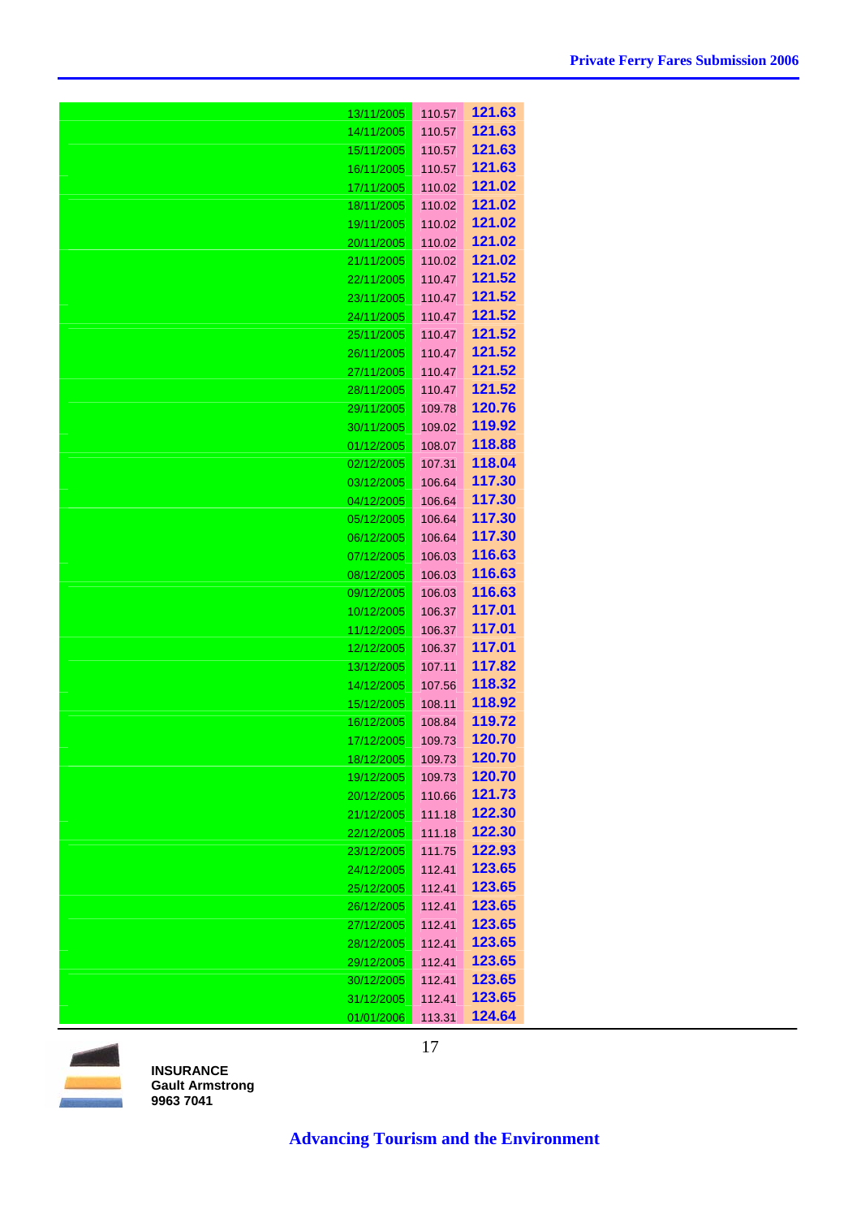| | | |
|---|---|---|
| 13/11/2005 | 110.57 | **121.63** |
| 14/11/2005 | 110.57 | **121.63** |
| 15/11/2005 | 110.57 | **121.63** |
| 16/11/2005 | 110.57 | **121.63** |
| 17/11/2005 | 110.02 | **121.02** |
| 18/11/2005 | 110.02 | **121.02** |
| 19/11/2005 | 110.02 | **121.02** |
| 20/11/2005 | 110.02 | **121.02** |
| 21/11/2005 | 110.02 | **121.02** |
| 22/11/2005 | 110.47 | **121.52** |
| 23/11/2005 | 110.47 | **121.52** |
| 24/11/2005 | 110.47 | **121.52** |
| 25/11/2005 | 110.47 | **121.52** |
| 26/11/2005 | 110.47 | **121.52** |
| 27/11/2005 | 110.47 | **121.52** |
| 28/11/2005 | 110.47 | **121.52** |
| 29/11/2005 | 109.78 | **120.76** |
| 30/11/2005 | 109.02 | **119.92** |
| 01/12/2005 | 108.07 | **118.88** |
| 02/12/2005 | 107.31 | **118.04** |
| 03/12/2005 | 106.64 | **117.30** |
| 04/12/2005 | 106.64 | **117.30** |
| 05/12/2005 | 106.64 | **117.30** |
| 06/12/2005 | 106.64 | **117.30** |
| 07/12/2005 | 106.03 | **116.63** |
| 08/12/2005 | 106.03 | **116.63** |
| 09/12/2005 | 106.03 | **116.63** |
| 10/12/2005 | 106.37 | **117.01** |
| 11/12/2005 | 106.37 | **117.01** |
| 12/12/2005 | 106.37 | **117.01** |
| 13/12/2005 | 107.11 | **117.82** |
| 14/12/2005 | 107.56 | **118.32** |
| 15/12/2005 | 108.11 | **118.92** |
| 16/12/2005 | 108.84 | **119.72** |
| 17/12/2005 | 109.73 | **120.70** |
| 18/12/2005 | 109.73 | **120.70** |
| 19/12/2005 | 109.73 | **120.70** |
| 20/12/2005 | 110.66 | **121.73** |
| 21/12/2005 | 111.18 | **122.30** |
| 22/12/2005 | 111.18 | **122.30** |
| 23/12/2005 | 111.75 | **122.93** |
| 24/12/2005 | 112.41 | **123.65** |
| 25/12/2005 | 112.41 | **123.65** |
| 26/12/2005 | 112.41 | **123.65** |
| 27/12/2005 | 112.41 | **123.65** |
| 28/12/2005 | 112.41 | **123.65** |
| 29/12/2005 | 112.41 | **123.65** |
| 30/12/2005 | 112.41 | **123.65** |
| 31/12/2005 | 112.41 | **123.65** |
| 01/01/2006 | 113.31 | **124.64** |

**INSURANCE**
**Gault Armstrong**
**9963 7041**

**Advancing Tourism and the Environment**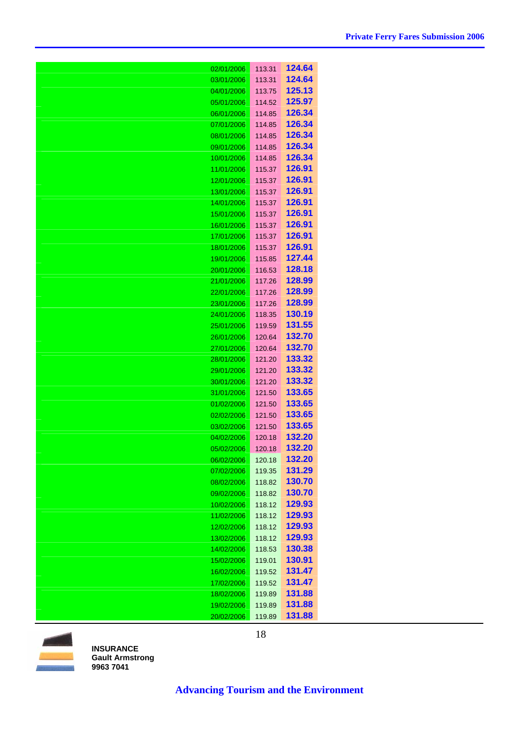| | | |
|---|---|---|
| 02/01/2006 | 113.31 | **124.64** |
| 03/01/2006 | 113.31 | **124.64** |
| 04/01/2006 | 113.75 | **125.13** |
| 05/01/2006 | 114.52 | **125.97** |
| 06/01/2006 | 114.85 | **126.34** |
| 07/01/2006 | 114.85 | **126.34** |
| 08/01/2006 | 114.85 | **126.34** |
| 09/01/2006 | 114.85 | **126.34** |
| 10/01/2006 | 114.85 | **126.34** |
| 11/01/2006 | 115.37 | **126.91** |
| 12/01/2006 | 115.37 | **126.91** |
| 13/01/2006 | 115.37 | **126.91** |
| 14/01/2006 | 115.37 | **126.91** |
| 15/01/2006 | 115.37 | **126.91** |
| 16/01/2006 | 115.37 | **126.91** |
| 17/01/2006 | 115.37 | **126.91** |
| 18/01/2006 | 115.37 | **126.91** |
| 19/01/2006 | 115.85 | **127.44** |
| 20/01/2006 | 116.53 | **128.18** |
| 21/01/2006 | 117.26 | **128.99** |
| 22/01/2006 | 117.26 | **128.99** |
| 23/01/2006 | 117.26 | **128.99** |
| 24/01/2006 | 118.35 | **130.19** |
| 25/01/2006 | 119.59 | **131.55** |
| 26/01/2006 | 120.64 | **132.70** |
| 27/01/2006 | 120.64 | **132.70** |
| 28/01/2006 | 121.20 | **133.32** |
| 29/01/2006 | 121.20 | **133.32** |
| 30/01/2006 | 121.20 | **133.32** |
| 31/01/2006 | 121.50 | **133.65** |
| 01/02/2006 | 121.50 | **133.65** |
| 02/02/2006 | 121.50 | **133.65** |
| 03/02/2006 | 121.50 | **133.65** |
| 04/02/2006 | 120.18 | **132.20** |
| 05/02/2006 | 120.18 | **132.20** |
| 06/02/2006 | 120.18 | **132.20** |
| 07/02/2006 | 119.35 | **131.29** |
| 08/02/2006 | 118.82 | **130.70** |
| 09/02/2006 | 118.82 | **130.70** |
| 10/02/2006 | 118.12 | **129.93** |
| 11/02/2006 | 118.12 | **129.93** |
| 12/02/2006 | 118.12 | **129.93** |
| 13/02/2006 | 118.12 | **129.93** |
| 14/02/2006 | 118.53 | **130.38** |
| 15/02/2006 | 119.01 | **130.91** |
| 16/02/2006 | 119.52 | **131.47** |
| 17/02/2006 | 119.52 | **131.47** |
| 18/02/2006 | 119.89 | **131.88** |
| 19/02/2006 | 119.89 | **131.88** |
| 20/02/2006 | 119.89 | **131.88** |

**INSURANCE**
**Gault Armstrong**
**9963 7041**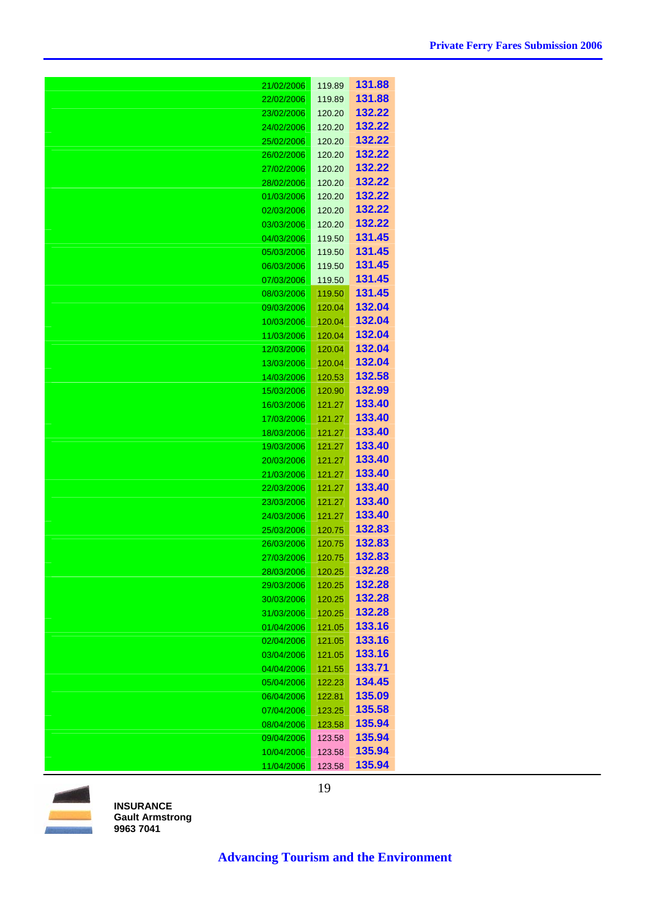| | | |
|---|---|---|
| 21/02/2006 | 119.89 | 131.88 |
| 22/02/2006 | 119.89 | 131.88 |
| 23/02/2006 | 120.20 | 132.22 |
| 24/02/2006 | 120.20 | 132.22 |
| 25/02/2006 | 120.20 | 132.22 |
| 26/02/2006 | 120.20 | 132.22 |
| 27/02/2006 | 120.20 | 132.22 |
| 28/02/2006 | 120.20 | 132.22 |
| 01/03/2006 | 120.20 | 132.22 |
| 02/03/2006 | 120.20 | 132.22 |
| 03/03/2006 | 120.20 | 132.22 |
| 04/03/2006 | 119.50 | 131.45 |
| 05/03/2006 | 119.50 | 131.45 |
| 06/03/2006 | 119.50 | 131.45 |
| 07/03/2006 | 119.50 | 131.45 |
| 08/03/2006 | 119.50 | 131.45 |
| 09/03/2006 | 120.04 | 132.04 |
| 10/03/2006 | 120.04 | 132.04 |
| 11/03/2006 | 120.04 | 132.04 |
| 12/03/2006 | 120.04 | 132.04 |
| 13/03/2006 | 120.04 | 132.04 |
| 14/03/2006 | 120.53 | 132.58 |
| 15/03/2006 | 120.90 | 132.99 |
| 16/03/2006 | 121.27 | 133.40 |
| 17/03/2006 | 121.27 | 133.40 |
| 18/03/2006 | 121.27 | 133.40 |
| 19/03/2006 | 121.27 | 133.40 |
| 20/03/2006 | 121.27 | 133.40 |
| 21/03/2006 | 121.27 | 133.40 |
| 22/03/2006 | 121.27 | 133.40 |
| 23/03/2006 | 121.27 | 133.40 |
| 24/03/2006 | 121.27 | 133.40 |
| 25/03/2006 | 120.75 | 132.83 |
| 26/03/2006 | 120.75 | 132.83 |
| 27/03/2006 | 120.75 | 132.83 |
| 28/03/2006 | 120.25 | 132.28 |
| 29/03/2006 | 120.25 | 132.28 |
| 30/03/2006 | 120.25 | 132.28 |
| 31/03/2006 | 120.25 | 132.28 |
| 01/04/2006 | 121.05 | 133.16 |
| 02/04/2006 | 121.05 | 133.16 |
| 03/04/2006 | 121.05 | 133.16 |
| 04/04/2006 | 121.55 | 133.71 |
| 05/04/2006 | 122.23 | 134.45 |
| 06/04/2006 | 122.81 | 135.09 |
| 07/04/2006 | 123.25 | 135.58 |
| 08/04/2006 | 123.58 | 135.94 |
| 09/04/2006 | 123.58 | 135.94 |
| 10/04/2006 | 123.58 | 135.94 |
| 11/04/2006 | 123.58 | 135.94 |

**INSURANCE**
**Gault Armstrong**
**9963 7041**

**Advancing Tourism and the Environment**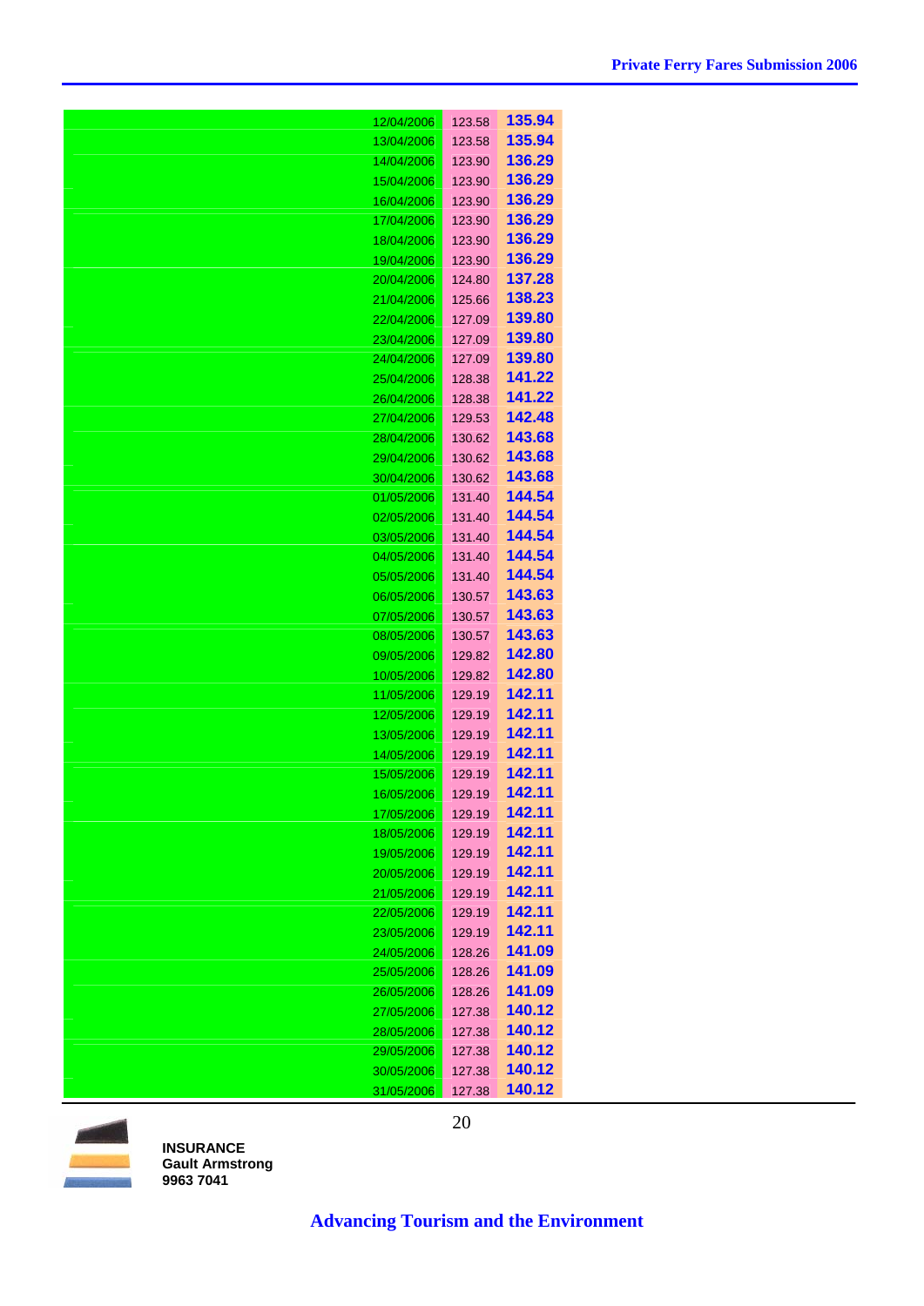| | | |
|---|---|---|
| 12/04/2006 | 123.58 | **135.94** |
| 13/04/2006 | 123.58 | **135.94** |
| 14/04/2006 | 123.90 | **136.29** |
| 15/04/2006 | 123.90 | **136.29** |
| 16/04/2006 | 123.90 | **136.29** |
| 17/04/2006 | 123.90 | **136.29** |
| 18/04/2006 | 123.90 | **136.29** |
| 19/04/2006 | 123.90 | **136.29** |
| 20/04/2006 | 124.80 | **137.28** |
| 21/04/2006 | 125.66 | **138.23** |
| 22/04/2006 | 127.09 | **139.80** |
| 23/04/2006 | 127.09 | **139.80** |
| 24/04/2006 | 127.09 | **139.80** |
| 25/04/2006 | 128.38 | **141.22** |
| 26/04/2006 | 128.38 | **141.22** |
| 27/04/2006 | 129.53 | **142.48** |
| 28/04/2006 | 130.62 | **143.68** |
| 29/04/2006 | 130.62 | **143.68** |
| 30/04/2006 | 130.62 | **143.68** |
| 01/05/2006 | 131.40 | **144.54** |
| 02/05/2006 | 131.40 | **144.54** |
| 03/05/2006 | 131.40 | **144.54** |
| 04/05/2006 | 131.40 | **144.54** |
| 05/05/2006 | 131.40 | **144.54** |
| 06/05/2006 | 130.57 | **143.63** |
| 07/05/2006 | 130.57 | **143.63** |
| 08/05/2006 | 130.57 | **143.63** |
| 09/05/2006 | 129.82 | **142.80** |
| 10/05/2006 | 129.82 | **142.80** |
| 11/05/2006 | 129.19 | **142.11** |
| 12/05/2006 | 129.19 | **142.11** |
| 13/05/2006 | 129.19 | **142.11** |
| 14/05/2006 | 129.19 | **142.11** |
| 15/05/2006 | 129.19 | **142.11** |
| 16/05/2006 | 129.19 | **142.11** |
| 17/05/2006 | 129.19 | **142.11** |
| 18/05/2006 | 129.19 | **142.11** |
| 19/05/2006 | 129.19 | **142.11** |
| 20/05/2006 | 129.19 | **142.11** |
| 21/05/2006 | 129.19 | **142.11** |
| 22/05/2006 | 129.19 | **142.11** |
| 23/05/2006 | 129.19 | **142.11** |
| 24/05/2006 | 128.26 | **141.09** |
| 25/05/2006 | 128.26 | **141.09** |
| 26/05/2006 | 128.26 | **141.09** |
| 27/05/2006 | 127.38 | **140.12** |
| 28/05/2006 | 127.38 | **140.12** |
| 29/05/2006 | 127.38 | **140.12** |
| 30/05/2006 | 127.38 | **140.12** |
| 31/05/2006 | 127.38 | **140.12** |

**INSURANCE**
**Gault Armstrong**
**9963 7041**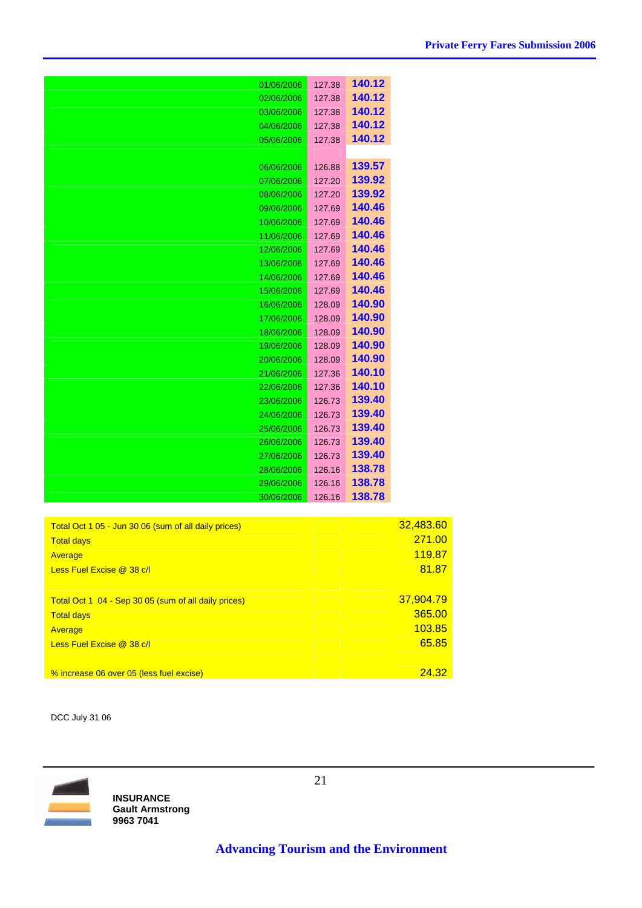| Date | | |
|---|---|---|
| 01/06/2006 | 127.38 | **140.12** |
| 02/06/2006 | 127.38 | **140.12** |
| 03/06/2006 | 127.38 | **140.12** |
| 04/06/2006 | 127.38 | **140.12** |
| 05/06/2006 | 127.38 | **140.12** |
| | | |
| 06/06/2006 | 126.88 | **139.57** |
| 07/06/2006 | 127.20 | **139.92** |
| 08/06/2006 | 127.20 | **139.92** |
| 09/06/2006 | 127.69 | **140.46** |
| 10/06/2006 | 127.69 | **140.46** |
| 11/06/2006 | 127.69 | **140.46** |
| 12/06/2006 | 127.69 | **140.46** |
| 13/06/2006 | 127.69 | **140.46** |
| 14/06/2006 | 127.69 | **140.46** |
| 15/06/2006 | 127.69 | **140.46** |
| 16/06/2006 | 128.09 | **140.90** |
| 17/06/2006 | 128.09 | **140.90** |
| 18/06/2006 | 128.09 | **140.90** |
| 19/06/2006 | 128.09 | **140.90** |
| 20/06/2006 | 128.09 | **140.90** |
| 21/06/2006 | 127.36 | **140.10** |
| 22/06/2006 | 127.36 | **140.10** |
| 23/06/2006 | 126.73 | **139.40** |
| 24/06/2006 | 126.73 | **139.40** |
| 25/06/2006 | 126.73 | **139.40** |
| 26/06/2006 | 126.73 | **139.40** |
| 27/06/2006 | 126.73 | **139.40** |
| 28/06/2006 | 126.16 | **138.78** |
| 29/06/2006 | 126.16 | **138.78** |
| 30/06/2006 | 126.16 | **138.78** |

| | |
|---|---|
| Total Oct 1 05 - Jun 30 06 (sum of all daily prices) | 32,483.60 |
| Total days | 271.00 |
| Average | 119.87 |
| Less Fuel Excise @ 38 c/l | 81.87 |
| | |
| Total Oct 1 04 - Sep 30 05 (sum of all daily prices) | 37,904.79 |
| Total days | 365.00 |
| Average | 103.85 |
| Less Fuel Excise @ 38 c/l | 65.85 |
| | |
| % increase 06 over 05 (less fuel excise) | 24.32 |

DCC July 31 06

**INSURANCE**
**Gault Armstrong**
**9963 7041**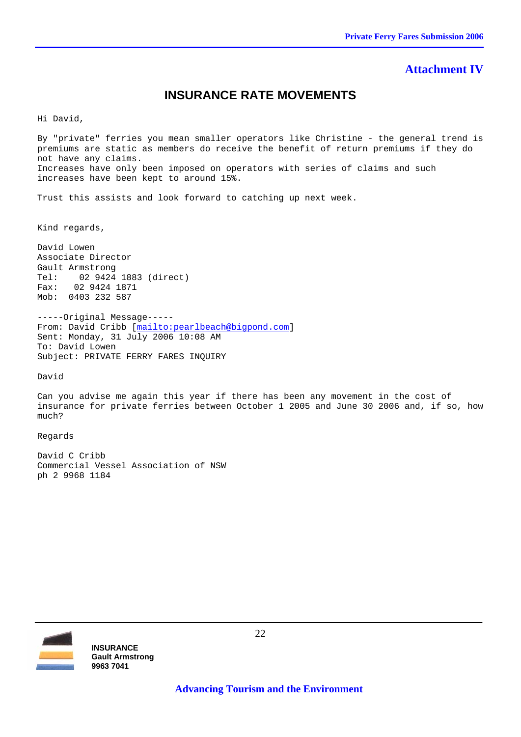## Attachment IV

# INSURANCE RATE MOVEMENTS

Hi David,

By "private" ferries you mean smaller operators like Christine - the general trend is premiums are static as members do receive the benefit of return premiums if they do not have any claims.
Increases have only been imposed on operators with series of claims and such increases have been kept to around 15%.

Trust this assists and look forward to catching up next week.

Kind regards,

David Lowen
Associate Director
Gault Armstrong
Tel: 02 9424 1883 (direct)
Fax: 02 9424 1871
Mob: 0403 232 587

-----Original Message-----
From: David Cribb [mailto:pearlbeach@bigpond.com]
Sent: Monday, 31 July 2006 10:08 AM
To: David Lowen
Subject: PRIVATE FERRY FARES INQUIRY

David

Can you advise me again this year if there has been any movement in the cost of insurance for private ferries between October 1 2005 and June 30 2006 and, if so, how much?

Regards

David C Cribb
Commercial Vessel Association of NSW
ph 2 9968 1184

**INSURANCE**
**Gault Armstrong**
**9963 7041**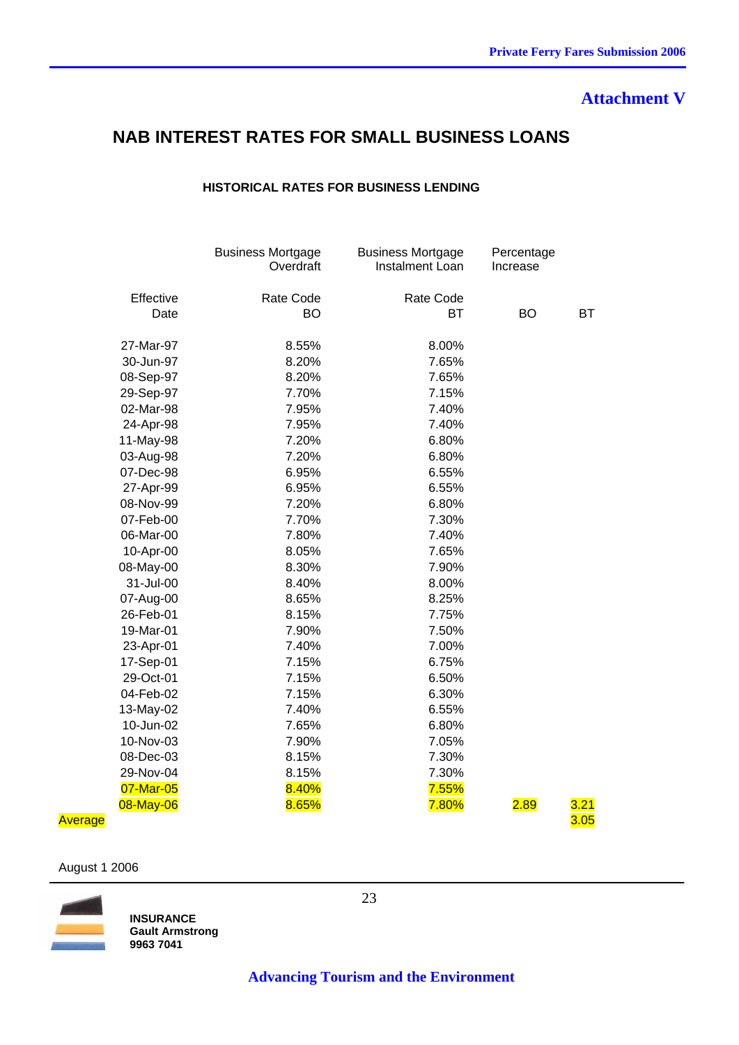## Attachment V

# NAB INTEREST RATES FOR SMALL BUSINESS LOANS

### HISTORICAL RATES FOR BUSINESS LENDING

| | Effective Date | Business Mortgage Overdraft Rate Code BO | Business Mortgage Instalment Loan Rate Code BT | Percentage Increase BO | BT |
|---|---|---|---|---|---|
| | 27-Mar-97 | 8.55% | 8.00% | | |
| | 30-Jun-97 | 8.20% | 7.65% | | |
| | 08-Sep-97 | 8.20% | 7.65% | | |
| | 29-Sep-97 | 7.70% | 7.15% | | |
| | 02-Mar-98 | 7.95% | 7.40% | | |
| | 24-Apr-98 | 7.95% | 7.40% | | |
| | 11-May-98 | 7.20% | 6.80% | | |
| | 03-Aug-98 | 7.20% | 6.80% | | |
| | 07-Dec-98 | 6.95% | 6.55% | | |
| | 27-Apr-99 | 6.95% | 6.55% | | |
| | 08-Nov-99 | 7.20% | 6.80% | | |
| | 07-Feb-00 | 7.70% | 7.30% | | |
| | 06-Mar-00 | 7.80% | 7.40% | | |
| | 10-Apr-00 | 8.05% | 7.65% | | |
| | 08-May-00 | 8.30% | 7.90% | | |
| | 31-Jul-00 | 8.40% | 8.00% | | |
| | 07-Aug-00 | 8.65% | 8.25% | | |
| | 26-Feb-01 | 8.15% | 7.75% | | |
| | 19-Mar-01 | 7.90% | 7.50% | | |
| | 23-Apr-01 | 7.40% | 7.00% | | |
| | 17-Sep-01 | 7.15% | 6.75% | | |
| | 29-Oct-01 | 7.15% | 6.50% | | |
| | 04-Feb-02 | 7.15% | 6.30% | | |
| | 13-May-02 | 7.40% | 6.55% | | |
| | 10-Jun-02 | 7.65% | 6.80% | | |
| | 10-Nov-03 | 7.90% | 7.05% | | |
| | 08-Dec-03 | 8.15% | 7.30% | | |
| | 29-Nov-04 | 8.15% | 7.30% | | |
| | 07-Mar-05 | 8.40% | 7.55% | | |
| | 08-May-06 | 8.65% | 7.80% | 2.89 | 3.21 |
| Average | | | | | 3.05 |

August 1 2006

**INSURANCE**
**Gault Armstrong**
**9963 7041**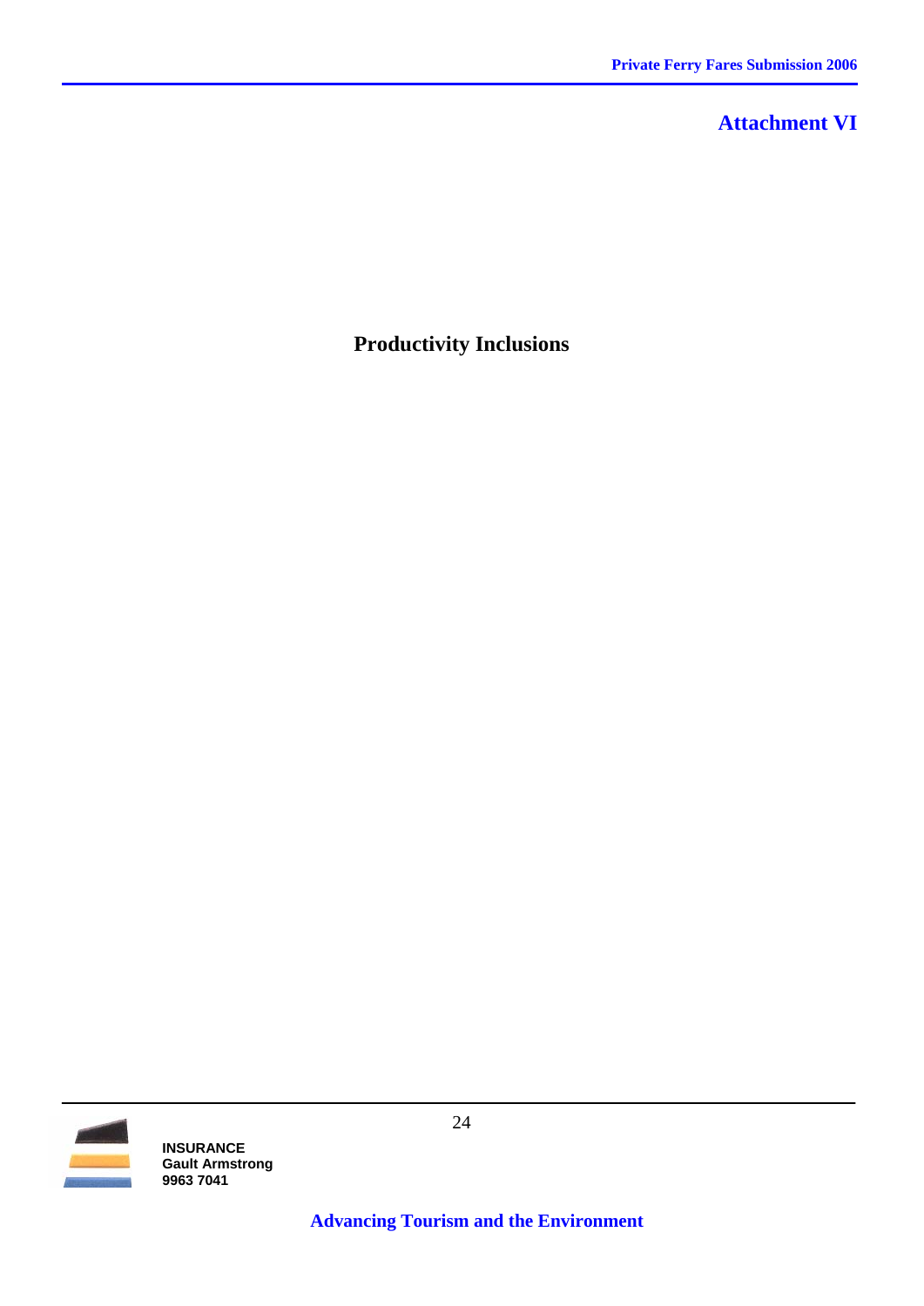## Attachment VI

# Productivity Inclusions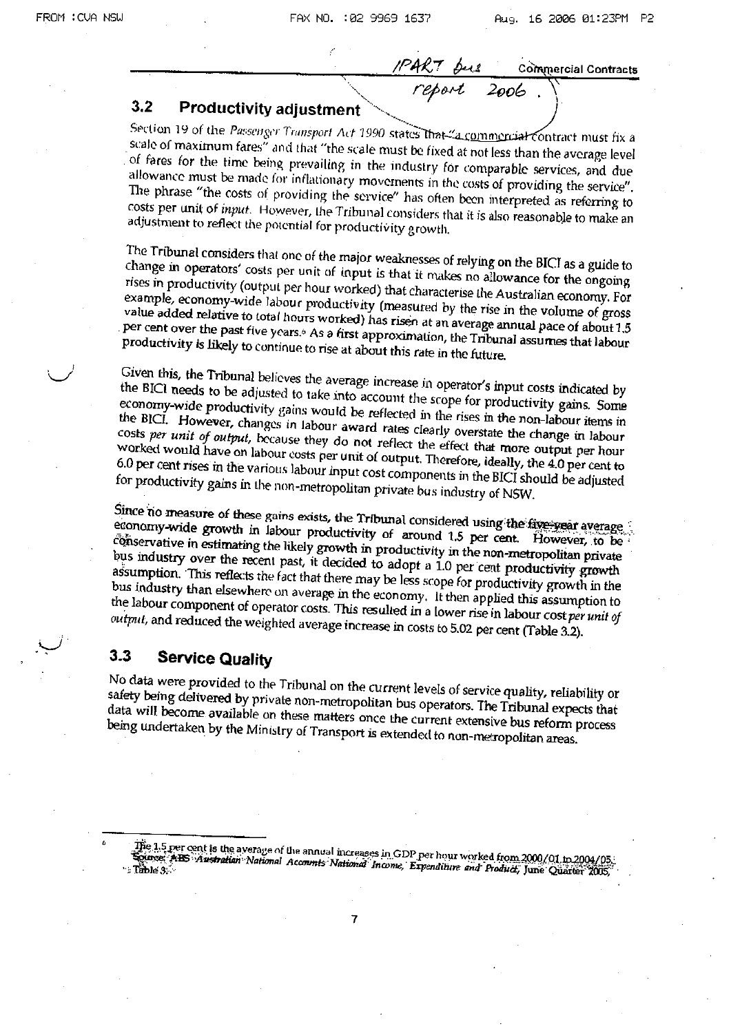## 3.2 Productivity adjustment

Section 19 of the *Passenger Transport Act 1990* states that "a commercial contract must fix a scale of maximum fares" and that "the scale must be fixed at not less than the average level of fares for the time being prevailing in the industry for comparable services, and due allowance must be made for inflationary movements in the costs of providing the service". The phrase "the costs of providing the service" has often been interpreted as referring to costs per unit of *input*. However, the Tribunal considers that it is also reasonable to make an adjustment to reflect the potential for productivity growth.

The Tribunal considers that one of the major weaknesses of relying on the BICI as a guide to change in operators' costs per unit of input is that it makes no allowance for the ongoing rises in productivity (output per hour worked) that characterise the Australian economy. For example, economy-wide labour productivity (measured by the rise in the volume of gross value added relative to total hours worked) has risen at an average annual pace of about 1.5 per cent over the past five years.[6] As a first approximation, the Tribunal assumes that labour productivity is likely to continue to rise at about this rate in the future.

Given this, the Tribunal believes the average increase in operator's input costs indicated by the BICI needs to be adjusted to take into account the scope for productivity gains. Some economy-wide productivity gains would be reflected in the rises in the non-labour items in the BICI. However, changes in labour award rates clearly overstate the change in labour costs *per unit of output*, because they do not reflect the effect that more output per hour worked would have on labour costs per unit of output. Therefore, ideally, the 4.0 per cent to 6.0 per cent rises in the various labour input cost components in the BICI should be adjusted for productivity gains in the non-metropolitan private bus industry of NSW.

Since no measure of these gains exists, the Tribunal considered using the five-year average economy-wide growth in labour productivity of around 1.5 per cent. However, to be conservative in estimating the likely growth in productivity in the non-metropolitan private bus industry over the recent past, it decided to adopt a 1.0 per cent productivity growth assumption. This reflects the fact that there may be less scope for productivity growth in the bus industry than elsewhere on average in the economy. It then applied this assumption to the labour component of operator costs. This resulted in a lower rise in labour cost *per unit of output*, and reduced the weighted average increase in costs to 5.02 per cent (Table 3.2).

## 3.3 Service Quality

No data were provided to the Tribunal on the current levels of service quality, reliability or safety being delivered by private non-metropolitan bus operators. The Tribunal expects that data will become available on these matters once the current extensive bus reform process being undertaken by the Ministry of Transport is extended to non-metropolitan areas.

---

[6] The 1.5 per cent is the average of the annual increases in GDP per hour worked from 2000/01 to 2004/05. Source: ABS *Australian National Accounts National Income, Expenditure and Product*, June Quarter 2005, Table 3.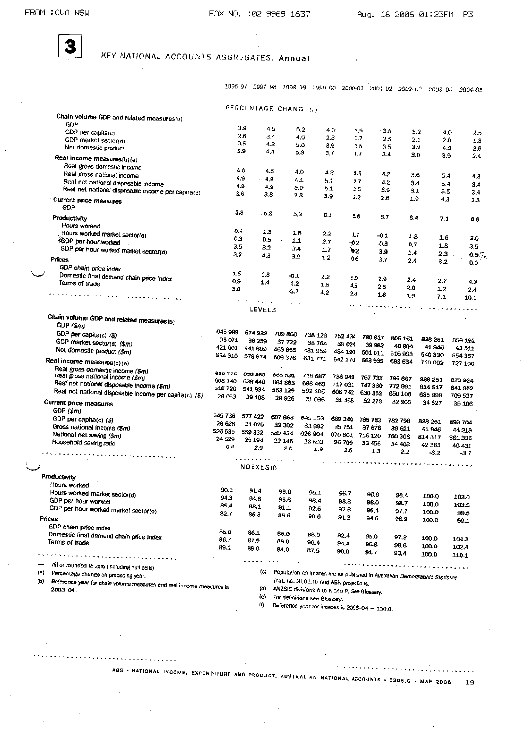## 3 KEY NATIONAL ACCOUNTS AGGREGATES: Annual

| | 1996-97 | 1997-98 | 1998-99 | 1999-00 | 2000-01 | 2001-02 | 2002-03 | 2003-04 | 2004-05 |
|---|---|---|---|---|---|---|---|---|---|
| **PERCENTAGE CHANGE(a)** | | | | | | | | | |
| **Chain volume GDP and related measures(b)** | | | | | | | | | |
| GDP | 3.9 | 4.5 | 5.2 | 4.0 | 1.9 | 3.8 | 3.2 | 4.0 | 2.5 |
| GDP per capita(c) | 2.6 | 3.4 | 4.0 | 2.8 | 0.7 | 2.5 | 2.1 | 2.8 | 1.3 |
| GDP market sector(d) | 3.5 | 4.8 | 5.0 | 3.9 | 0.6 | 3.5 | 3.2 | 4.5 | 2.6 |
| Net domestic product | 3.9 | 4.4 | 5.3 | 3.7 | 1.7 | 3.4 | 3.0 | 3.9 | 2.4 |
| **Real income measures(b)(e)** | | | | | | | | | |
| Real gross domestic income | 4.6 | 4.5 | 4.0 | 4.8 | 2.5 | 4.2 | 3.6 | 5.4 | 4.3 |
| Real gross national income | 4.9 | 4.9 | 4.1 | 5.1 | 2.7 | 4.2 | 3.4 | 5.4 | 3.4 |
| Real net national disposable income | 4.9 | 4.9 | 3.9 | 5.1 | 2.5 | 3.9 | 3.1 | 5.5 | 3.4 |
| Real net national disposable income per capita(c) | 3.6 | 3.8 | 2.8 | 3.9 | 1.2 | 2.6 | 1.9 | 4.3 | 2.3 |
| **Current price measures** | | | | | | | | | |
| GDP | 5.3 | 5.8 | 5.3 | 6.1 | 6.6 | 6.7 | 6.4 | 7.1 | 6.6 |
| **Productivity** | | | | | | | | | |
| Hours worked | 0.4 | 1.3 | 1.8 | 2.2 | 1.7 | -0.1 | 1.8 | 1.6 | 3.0 |
| Hours worked market sector(d) | 0.3 | 0.5 | 1.1 | 2.7 | -0.2 | 0.3 | 0.7 | 1.3 | 3.5 |
| GDP per hour worked | 3.5 | 3.2 | 3.4 | 1.7 | 0.2 | 3.9 | 1.4 | 2.3 | -0.5 |
| GDP per hour worked market sector(d) | 3.2 | 4.3 | 3.9 | 1.2 | 0.6 | 3.7 | 2.4 | 3.2 | -0.9 |
| **Prices** | | | | | | | | | |
| GDP chain price index | 1.5 | 1.3 | -0.1 | 2.2 | 5.0 | 2.9 | 2.4 | 2.7 | 4.3 |
| Domestic final demand chain price index | 0.9 | 1.4 | 1.2 | 1.5 | 4.5 | 2.5 | 2.0 | 1.2 | 2.4 |
| Terms of trade | 3.0 | | -5.7 | 4.2 | 2.8 | 1.8 | 1.9 | 7.1 | 10.1 |
| **LEVELS** | | | | | | | | | |
| **Chain volume GDP and related measures(b)** | | | | | | | | | |
| GDP ($m) | 645 999 | 674 932 | 709 866 | 738 123 | 752 434 | 780 817 | 806 161 | 838 251 | 859 192 |
| GDP per capita(c) ($) | 35 071 | 36 259 | 37 722 | 38 764 | 39 024 | 39 982 | 40 804 | 41 946 | 42 511 |
| GDP market sector(d) ($m) | 421 601 | 441 609 | 463 855 | 481 959 | 484 190 | 501 011 | 516 953 | 540 330 | 554 357 |
| Net domestic product ($m) | 554 310 | 578 574 | 609 376 | 631 771 | 642 270 | 663 935 | 683 634 | 710 002 | 727 100 |
| **Real income measures(b)(e)** | | | | | | | | | |
| Real gross domestic income ($m) | 630 776 | 658 965 | 685 531 | 718 687 | 736 949 | 767 733 | 795 667 | 838 251 | 873 924 |
| Real gross national income ($m) | 608 740 | 638 448 | 664 863 | 698 469 | 717 031 | 747 330 | 772 891 | 814 517 | 841 952 |
| Real net national disposable income ($m) | 516 720 | 541 834 | 563 129 | 592 105 | 606 742 | 630 352 | 650 106 | 685 999 | 709 527 |
| Real net national disposable income per capita(c) ($) | 28 053 | 29 108 | 29 925 | 31 096 | 31 468 | 32 278 | 32 905 | 34 327 | 35 106 |
| **Current price measures** | | | | | | | | | |
| GDP ($m) | 545 736 | 577 422 | 607 863 | 645 153 | 689 340 | 735 783 | 782 798 | 838 251 | 893 704 |
| GDP per capita(c) ($) | 29 628 | 31 020 | 32 302 | 33 882 | 35 751 | 37 676 | 39 621 | 41 946 | 44 219 |
| Gross national income ($m) | 526 583 | 559 332 | 589 434 | 626 904 | 670 601 | 716 120 | 760 308 | 814 517 | 861 326 |
| National net saving ($m) | 24 529 | 25 194 | 22 146 | 28 593 | 26 709 | 33 456 | 34 403 | 42 383 | 40 431 |
| Household saving ratio | 6.4 | 2.9 | 2.0 | 1.9 | 2.6 | 1.3 | 2.2 | -3.2 | -3.7 |
| **INDEXES(f)** | | | | | | | | | |
| **Productivity** | | | | | | | | | |
| Hours worked | 90.3 | 91.4 | 93.0 | 95.1 | 96.7 | 96.6 | 98.4 | 100.0 | 103.0 |
| Hours worked market sector(d) | 94.3 | 94.8 | 95.8 | 98.4 | 98.3 | 98.0 | 98.7 | 100.0 | 103.5 |
| GDP per hour worked | 85.4 | 88.1 | 91.1 | 92.6 | 92.8 | 96.4 | 97.7 | 100.0 | 99.5 |
| GDP per hour worked market sector(d) | 82.7 | 86.3 | 89.6 | 90.6 | 91.2 | 94.6 | 96.9 | 100.0 | 99.1 |
| **Prices** | | | | | | | | | |
| GDP chain price index | 85.0 | 86.1 | 86.0 | 88.0 | 92.4 | 95.0 | 97.3 | 100.0 | 104.3 |
| Domestic final demand chain price index | 86.7 | 87.9 | 89.0 | 90.4 | 94.4 | 96.8 | 98.8 | 100.0 | 102.4 |
| Terms of trade | 89.1 | 89.0 | 84.0 | 87.5 | 90.0 | 91.7 | 93.4 | 100.0 | 110.1 |

— nil or rounded to zero (including null cells)

(a) Percentage change on preceding year.

(b) Reference year for chain volume measures and real income measures is 2003-04.

(c) Population estimates are as published in *Australian Demographic Statistics* (cat. no. 3101.0) and ABS projections.

(d) ANZSIC divisions A to K and P. See Glossary.

(e) For definitions see Glossary.

(f) Reference year for indexes is 2003-04 = 100.0.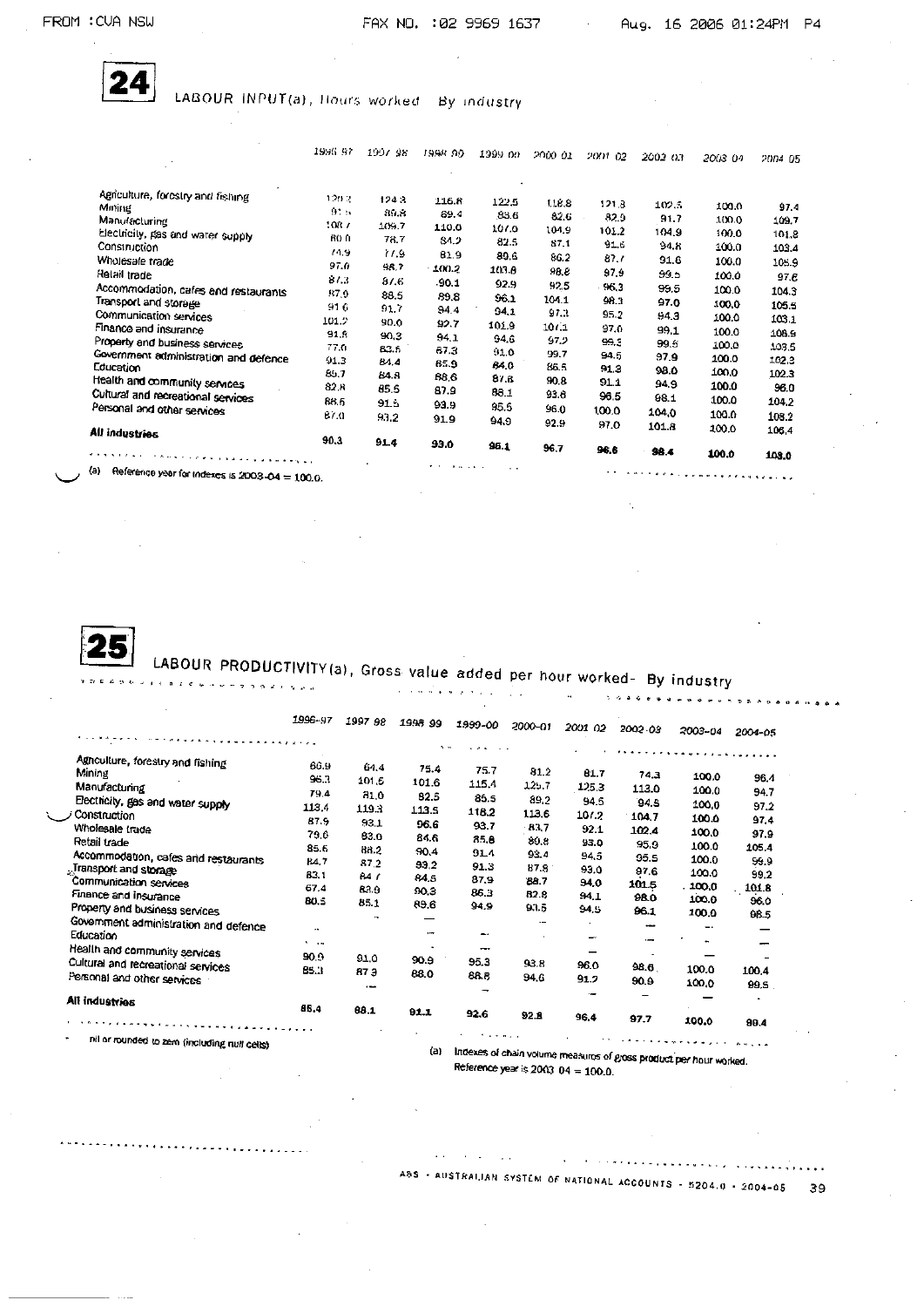## 24 LABOUR INPUT(a), Hours worked By industry

| | 1996 97 | 1997 98 | 1998 99 | 1999 00 | 2000 01 | 2001 02 | 2002 03 | 2003 04 | 2004 05 |
|---|---|---|---|---|---|---|---|---|---|
| Agriculture, forestry and fishing | 120.2 | 124.3 | 116.8 | 122.5 | 118.8 | 121.8 | 102.5 | 100.0 | 97.4 |
| Mining | 91.5 | 89.8 | 69.4 | 83.6 | 82.6 | 82.9 | 91.7 | 100.0 | 109.7 |
| Manufacturing | 108.7 | 109.7 | 110.0 | 107.0 | 104.9 | 101.2 | 104.9 | 100.0 | 101.8 |
| Electricity, gas and water supply | 80.0 | 78.7 | 84.2 | 82.5 | 87.1 | 91.6 | 94.8 | 100.0 | 103.4 |
| Construction | 74.9 | 77.9 | 81.9 | 89.6 | 86.2 | 87.7 | 91.6 | 100.0 | 105.9 |
| Wholesale trade | 97.0 | 98.7 | 100.2 | 103.8 | 98.8 | 97.9 | 99.5 | 100.0 | 97.6 |
| Retail trade | 87.3 | 87.6 | 90.1 | 92.9 | 92.5 | 96.3 | 99.5 | 100.0 | 104.3 |
| Accommodation, cafes and restaurants | 87.9 | 88.5 | 89.8 | 96.1 | 104.1 | 98.3 | 97.0 | 100.0 | 105.5 |
| Transport and storage | 91.6 | 91.7 | 94.4 | 94.1 | 97.3 | 95.2 | 94.3 | 100.0 | 103.1 |
| Communication services | 101.2 | 90.0 | 92.7 | 101.9 | 107.1 | 97.0 | 99.1 | 100.0 | 108.9 |
| Finance and insurance | 91.8 | 90.3 | 94.1 | 94.6 | 97.2 | 99.5 | 99.5 | 100.0 | 103.5 |
| Property and business services | 77.0 | 83.5 | 87.3 | 91.0 | 99.7 | 94.5 | 97.9 | 100.0 | 102.3 |
| Government administration and defence | 91.3 | 84.4 | 85.9 | 84.0 | 86.5 | 91.3 | 98.0 | 100.0 | 102.3 |
| Education | 85.7 | 84.8 | 88.6 | 87.8 | 90.8 | 91.1 | 94.9 | 100.0 | 96.0 |
| Health and community services | 82.8 | 85.5 | 87.9 | 88.1 | 93.8 | 96.5 | 98.1 | 100.0 | 104.2 |
| Cultural and recreational services | 88.6 | 91.5 | 93.9 | 95.5 | 96.0 | 100.0 | 104.0 | 100.0 | 108.2 |
| Personal and other services | 87.0 | 93.2 | 91.9 | 94.9 | 92.9 | 97.0 | 101.8 | 100.0 | 106.4 |
| **All industries** | 90.3 | 91.4 | 93.0 | 96.1 | 96.7 | 96.6 | 98.4 | 100.0 | 103.0 |

(a) Reference year for indexes is 2003-04 = 100.0.

## 25 LABOUR PRODUCTIVITY(a), Gross value added per hour worked- By industry

| | 1996-97 | 1997 98 | 1998 99 | 1999-00 | 2000-01 | 2001 02 | 2002-03 | 2003-04 | 2004-05 |
|---|---|---|---|---|---|---|---|---|---|
| Agriculture, forestry and fishing | 66.9 | 64.4 | 75.4 | 75.7 | 81.2 | 81.7 | 74.3 | 100.0 | 96.4 |
| Mining | 96.3 | 101.6 | 101.6 | 115.4 | 125.7 | 125.3 | 113.0 | 100.0 | 94.7 |
| Manufacturing | 79.4 | 81.0 | 82.5 | 85.5 | 89.2 | 94.5 | 94.5 | 100.0 | 97.2 |
| Electricity, gas and water supply | 113.4 | 119.3 | 113.5 | 118.2 | 113.6 | 107.2 | 104.7 | 100.0 | 97.4 |
| Construction | 87.9 | 93.1 | 96.6 | 93.7 | 83.7 | 92.1 | 102.4 | 100.0 | 97.9 |
| Wholesale trade | 79.6 | 83.0 | 84.6 | 85.8 | 80.8 | 93.0 | 95.9 | 100.0 | 105.4 |
| Retail trade | 85.6 | 88.2 | 90.4 | 91.4 | 93.4 | 94.5 | 95.5 | 100.0 | 99.9 |
| Accommodation, cafes and restaurants | 84.7 | 87.2 | 93.2 | 91.3 | 87.8 | 93.0 | 97.6 | 100.0 | 99.2 |
| Transport and storage | 83.1 | 84.7 | 84.5 | 87.9 | 88.7 | 94.0 | 101.5 | 100.0 | 101.8 |
| Communication services | 67.4 | 83.9 | 90.3 | 86.3 | 82.8 | 94.1 | 98.0 | 100.0 | 96.0 |
| Finance and insurance | 80.5 | 85.1 | 89.6 | 94.9 | 91.5 | 94.5 | 96.1 | 100.0 | 98.5 |
| Property and business services | .. | .. | — | .. | — | .. | — | .. | — |
| Government administration and defence | .. | .. | — | .. | .. | — | — | .. | — |
| Education | .. | .. | .. | — | .. | — | .. | — | .. |
| Health and community services | 90.9 | 91.0 | 90.9 | 95.3 | 93.8 | 96.0 | 98.6 | 100.0 | 100.4 |
| Cultural and recreational services | 85.3 | 87.9 | 88.0 | 88.8 | 94.6 | 91.2 | 90.9 | 100.0 | 99.5 |
| Personal and other services | .. | — | .. | — | .. | — | — | — | .. |
| **All industries** | 85.4 | 88.1 | 91.1 | 92.6 | 92.8 | 96.4 | 97.7 | 100.0 | 99.4 |

\- nil or rounded to zero (including null cells)

(a) Indexes of chain volume measures of gross product per hour worked. Reference year is 2003 04 = 100.0.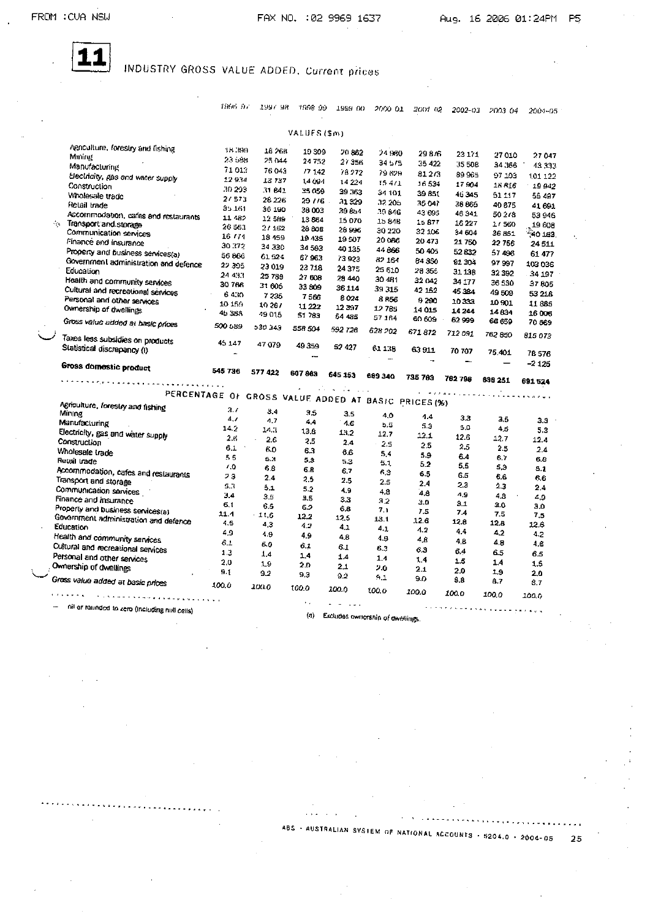## 11 INDUSTRY GROSS VALUE ADDED, Current prices

| | 1996 97 | 1997 98 | 1998 99 | 1999 00 | 2000 01 | 2001 02 | 2002-03 | 2003 04 | 2004-05 |
|---|---|---|---|---|---|---|---|---|---|
| **VALUES ($m)** | | | | | | | | | |
| Agriculture, forestry and fishing | 18 390 | 18 268 | 19 309 | 20 862 | 24 960 | 29 876 | 23 171 | 27 010 | 27 047 |
| Mining | 23 588 | 25 044 | 24 752 | 27 356 | 34 575 | 35 422 | 35 508 | 34 366 | 43 333 |
| Manufacturing | 71 013 | 76 043 | 77 142 | 78 272 | 79 829 | 81 273 | 89 965 | 97 103 | 101 122 |
| Electricity, gas and water supply | 12 934 | 13 737 | 14 094 | 14 224 | 15 471 | 16 534 | 17 904 | 18 816 | 19 942 |
| Construction | 30 293 | 31 841 | 35 059 | 39 363 | 34 101 | 39 851 | 46 345 | 51 117 | 55 497 |
| Wholesale trade | 27 573 | 28 226 | 29 776 | 31 329 | 32 205 | 35 047 | 38 865 | 40 875 | 41 691 |
| Retail trade | 35 161 | 36 190 | 38 003 | 39 854 | 39 846 | 43 695 | 46 341 | 50 278 | 53 946 |
| Accommodation, cafes and restaurants | 11 482 | 12 589 | 13 864 | 15 070 | 15 848 | 15 877 | 16 227 | 17 560 | 19 608 |
| Transport and storage | 26 561 | 27 162 | 28 808 | 28 996 | 30 220 | 32 106 | 34 604 | 36 851 | 40 183 |
| Communication services | 16 774 | 18 459 | 19 435 | 19 507 | 20 066 | 20 473 | 21 750 | 22 756 | 24 511 |
| Finance and insurance | 30 372 | 34 330 | 34 593 | 40 135 | 44 866 | 50 405 | 52 832 | 57 496 | 61 477 |
| Property and business services(a) | 56 866 | 61 924 | 67 963 | 73 923 | 82 164 | 84 350 | 91 304 | 97 997 | 103 036 |
| Government administration and defence | 22 395 | 23 019 | 23 718 | 24 375 | 25 610 | 28 355 | 31 138 | 32 392 | 34 197 |
| Education | 24 433 | 25 789 | 27 608 | 28 440 | 30 481 | 32 042 | 34 177 | 36 530 | 37 805 |
| Health and community services | 30 766 | 31 606 | 33 809 | 36 114 | 39 315 | 42 152 | 45 384 | 49 509 | 53 218 |
| Cultural and recreational services | 6 430 | 7 235 | 7 566 | 8 024 | 8 856 | 9 290 | 10 333 | 10 901 | 11 885 |
| Personal and other services | 10 159 | 10 267 | 11 222 | 12 397 | 12 785 | 14 015 | 14 244 | 14 834 | 16 006 |
| Ownership of dwellings | 45 385 | 49 015 | 51 783 | 54 485 | 57 164 | 60 609 | 62 999 | 66 659 | 70 869 |
| *Gross value added at basic prices* | 500 589 | 530 343 | 558 504 | 592 726 | 628 202 | 671 872 | 712 091 | 762 850 | 815 073 |
| Taxes less subsidies on products | 45 147 | 47 079 | 49 359 | 52 427 | 61 138 | 63 911 | 70 707 | 75 401 | 78 576 |
| Statistical discrepancy (I) | – | — | — | — | — | — | — | — | –2 125 |
| **Gross domestic product** | **545 736** | **577 422** | **607 863** | **645 153** | **689 340** | **735 783** | **782 798** | **838 251** | **891 524** |
| **PERCENTAGE OF GROSS VALUE ADDED AT BASIC PRICES (%)** | | | | | | | | | |
| Agriculture, forestry and fishing | 3.7 | 3.4 | 3.5 | 3.5 | 4.0 | 4.4 | 3.3 | 3.5 | 3.3 |
| Mining | 4.7 | 4.7 | 4.4 | 4.6 | 5.5 | 5.3 | 5.0 | 4.5 | 5.3 |
| Manufacturing | 14.2 | 14.3 | 13.8 | 13.2 | 12.7 | 12.1 | 12.6 | 12.7 | 12.4 |
| Electricity, gas and water supply | 2.6 | 2.6 | 2.5 | 2.4 | 2.5 | 2.5 | 2.5 | 2.5 | 2.4 |
| Construction | 6.1 | 6.0 | 6.3 | 6.6 | 5.4 | 5.9 | 6.4 | 6.7 | 6.8 |
| Wholesale trade | 5.5 | 5.3 | 5.3 | 5.3 | 5.1 | 5.2 | 5.5 | 5.3 | 5.1 |
| Retail trade | 7.0 | 6.8 | 6.8 | 6.7 | 6.3 | 6.5 | 6.5 | 6.6 | 6.6 |
| Accommodation, cafes and restaurants | 2.3 | 2.4 | 2.5 | 2.5 | 2.5 | 2.4 | 2.3 | 2.3 | 2.4 |
| Transport and storage | 5.3 | 5.1 | 5.2 | 4.9 | 4.8 | 4.8 | 4.9 | 4.8 | 4.9 |
| Communication services | 3.4 | 3.5 | 3.5 | 3.3 | 3.2 | 3.0 | 3.1 | 3.0 | 3.0 |
| Finance and insurance | 6.1 | 6.5 | 6.2 | 6.8 | 7.1 | 7.5 | 7.4 | 7.5 | 7.5 |
| Property and business services(a) | 11.4 | 11.6 | 12.2 | 12.5 | 13.1 | 12.6 | 12.8 | 12.8 | 12.6 |
| Government administration and defence | 4.5 | 4.3 | 4.2 | 4.1 | 4.1 | 4.2 | 4.4 | 4.2 | 4.2 |
| Education | 4.9 | 4.9 | 4.9 | 4.8 | 4.9 | 4.8 | 4.8 | 4.8 | 4.6 |
| Health and community services | 6.1 | 6.0 | 6.1 | 6.1 | 6.3 | 6.3 | 6.4 | 6.5 | 6.5 |
| Cultural and recreational services | 1.3 | 1.4 | 1.4 | 1.4 | 1.4 | 1.4 | 1.5 | 1.4 | 1.5 |
| Personal and other services | 2.0 | 1.9 | 2.0 | 2.1 | 2.0 | 2.1 | 2.0 | 1.9 | 2.0 |
| Ownership of dwellings | 9.1 | 9.2 | 9.3 | 9.2 | 9.1 | 9.0 | 8.8 | 8.7 | 8.7 |
| *Gross value added at basic prices* | 100.0 | 100.0 | 100.0 | 100.0 | 100.0 | 100.0 | 100.0 | 100.0 | 100.0 |

— nil or rounded to zero (including null cells)

(a) Excludes ownership of dwellings.